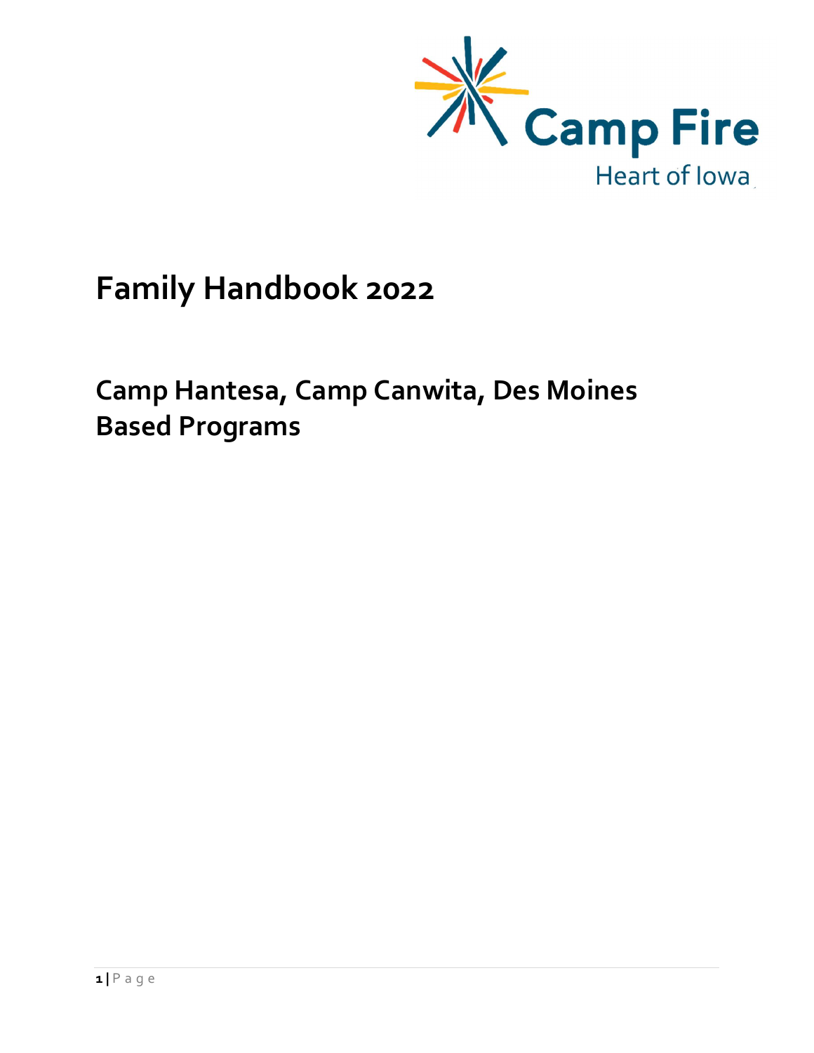Camp Fire

Heart of Iowa

# Family Handbook 2022

## Camp Hantesa, Camp Canwita, Des Moines Based Programs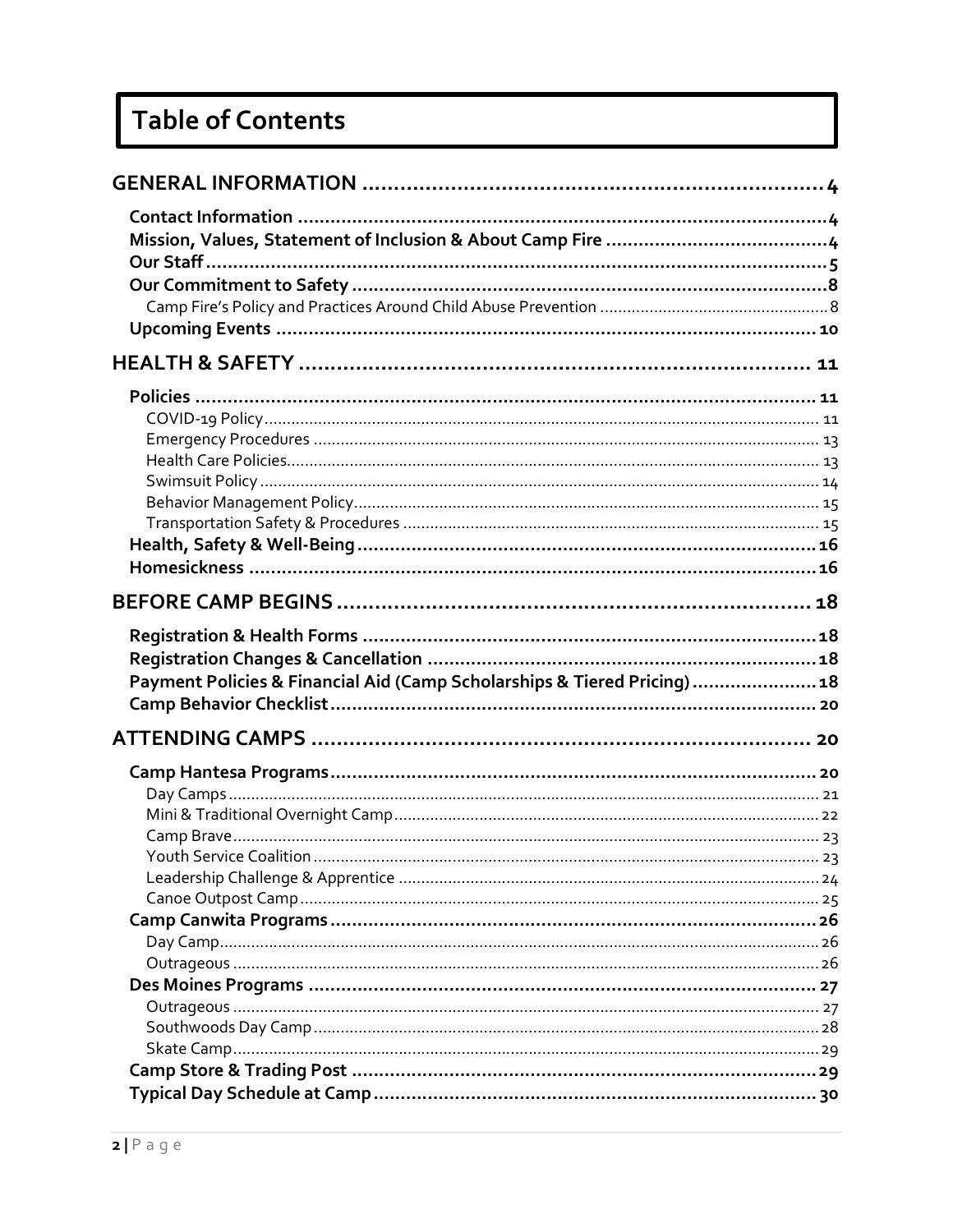# Table of Contents

**GENERAL INFORMATION** .......... 4
- **Contact Information** .......... 4
- **Mission, Values, Statement of Inclusion & About Camp Fire** .......... 4
- **Our Staff** .......... 5
- **Our Commitment to Safety** .......... 8
  - Camp Fire's Policy and Practices Around Child Abuse Prevention .......... 8
- **Upcoming Events** .......... 10

**HEALTH & SAFETY** .......... 11
- **Policies** .......... 11
  - COVID-19 Policy .......... 11
  - Emergency Procedures .......... 13
  - Health Care Policies .......... 13
  - Swimsuit Policy .......... 14
  - Behavior Management Policy .......... 15
  - Transportation Safety & Procedures .......... 15
- **Health, Safety & Well-Being** .......... 16
- **Homesickness** .......... 16

**BEFORE CAMP BEGINS** .......... 18
- **Registration & Health Forms** .......... 18
- **Registration Changes & Cancellation** .......... 18
- **Payment Policies & Financial Aid (Camp Scholarships & Tiered Pricing)** .......... 18
- **Camp Behavior Checklist** .......... 20

**ATTENDING CAMPS** .......... 20
- **Camp Hantesa Programs** .......... 20
  - Day Camps .......... 21
  - Mini & Traditional Overnight Camp .......... 22
  - Camp Brave .......... 23
  - Youth Service Coalition .......... 23
  - Leadership Challenge & Apprentice .......... 24
  - Canoe Outpost Camp .......... 25
- **Camp Canwita Programs** .......... 26
  - Day Camp .......... 26
  - Outrageous .......... 26
- **Des Moines Programs** .......... 27
  - Outrageous .......... 27
  - Southwoods Day Camp .......... 28
  - Skate Camp .......... 29
- **Camp Store & Trading Post** .......... 29
- **Typical Day Schedule at Camp** .......... 30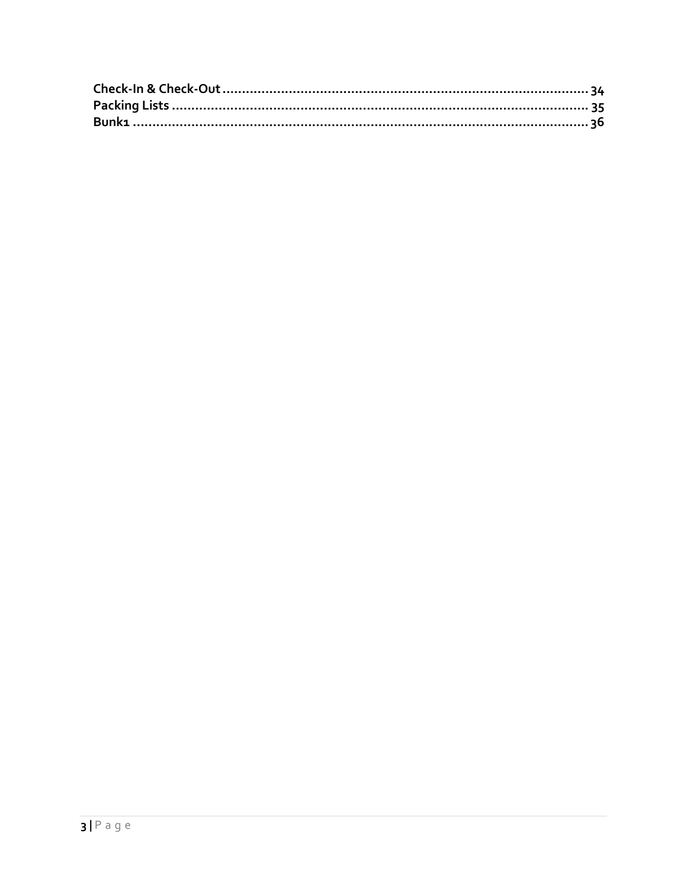**Check-In & Check-Out** ........................................................................................ **34**
**Packing Lists** ........................................................................................................ **35**
**Bunk1** ...................................................................................................................... **36**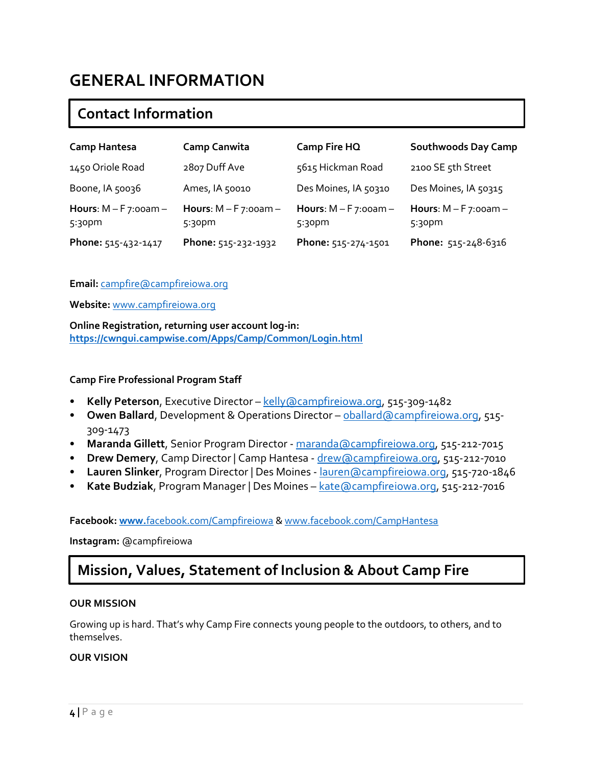# GENERAL INFORMATION

## Contact Information

| Camp Hantesa | Camp Canwita | Camp Fire HQ | Southwoods Day Camp |
|---|---|---|---|
| 1450 Oriole Road | 2807 Duff Ave | 5615 Hickman Road | 2100 SE 5th Street |
| Boone, IA 50036 | Ames, IA 50010 | Des Moines, IA 50310 | Des Moines, IA 50315 |
| **Hours**: M – F 7:00am – 5:30pm | **Hours**: M – F 7:00am – 5:30pm | **Hours**: M – F 7:00am – 5:30pm | **Hours**: M – F 7:00am – 5:30pm |
| **Phone:** 515-432-1417 | **Phone:** 515-232-1932 | **Phone:** 515-274-1501 | **Phone:** 515-248-6316 |

**Email:** campfire@campfireiowa.org

**Website:** www.campfireiowa.org

**Online Registration, returning user account log-in:**
**https://cwngui.campwise.com/Apps/Camp/Common/Login.html**

**Camp Fire Professional Program Staff**

- **Kelly Peterson**, Executive Director – kelly@campfireiowa.org, 515-309-1482
- **Owen Ballard**, Development & Operations Director – oballard@campfireiowa.org, 515-309-1473
- **Maranda Gillett**, Senior Program Director - maranda@campfireiowa.org, 515-212-7015
- **Drew Demery**, Camp Director | Camp Hantesa - drew@campfireiowa.org, 515-212-7010
- **Lauren Slinker**, Program Director | Des Moines - lauren@campfireiowa.org, 515-720-1846
- **Kate Budziak**, Program Manager | Des Moines – kate@campfireiowa.org, 515-212-7016

**Facebook:** www.facebook.com/Campfireiowa & www.facebook.com/CampHantesa

**Instagram:** @campfireiowa

## Mission, Values, Statement of Inclusion & About Camp Fire

**OUR MISSION**

Growing up is hard. That's why Camp Fire connects young people to the outdoors, to others, and to themselves.

**OUR VISION**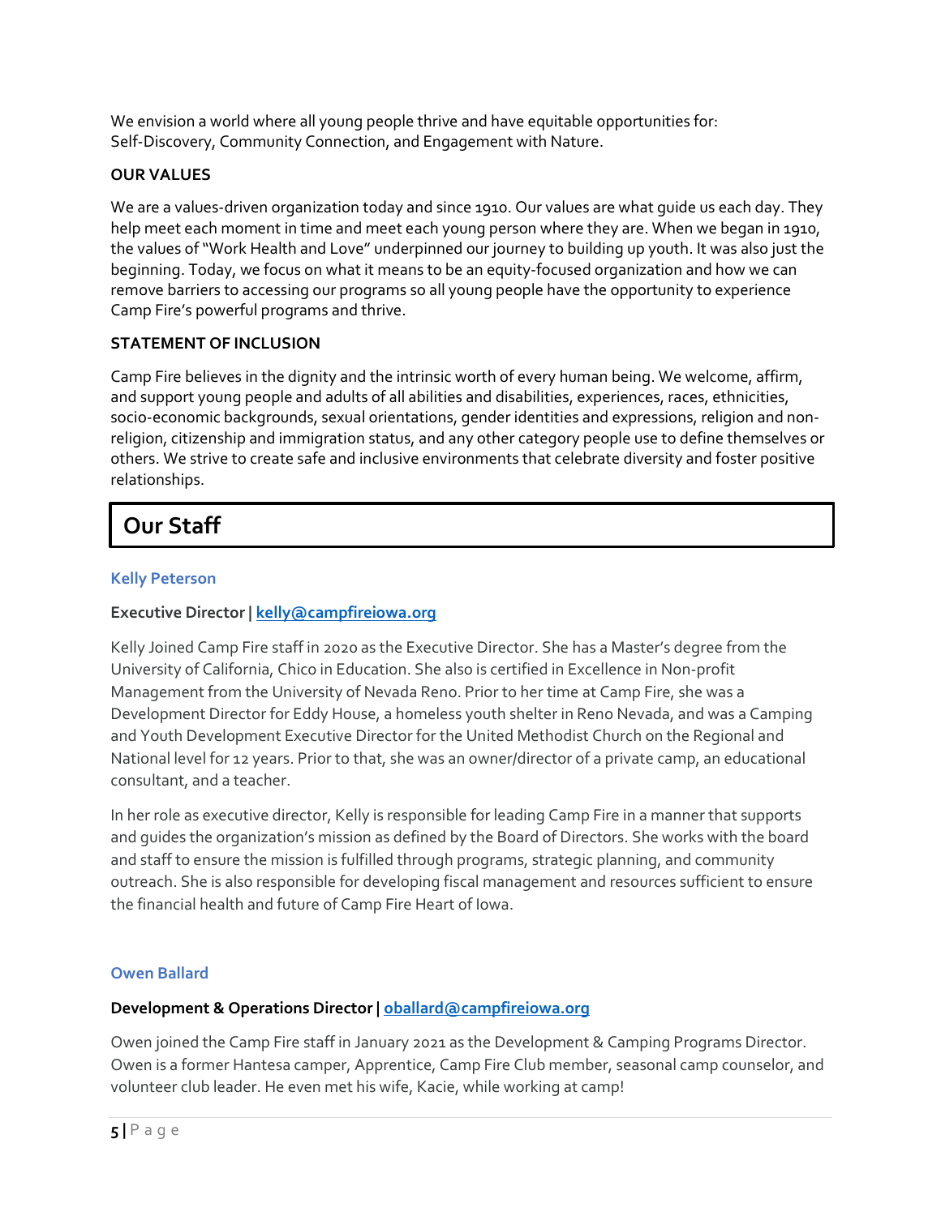We envision a world where all young people thrive and have equitable opportunities for:
Self-Discovery, Community Connection, and Engagement with Nature.

**OUR VALUES**

We are a values-driven organization today and since 1910. Our values are what guide us each day. They help meet each moment in time and meet each young person where they are. When we began in 1910, the values of "Work Health and Love" underpinned our journey to building up youth. It was also just the beginning. Today, we focus on what it means to be an equity-focused organization and how we can remove barriers to accessing our programs so all young people have the opportunity to experience Camp Fire's powerful programs and thrive.

**STATEMENT OF INCLUSION**

Camp Fire believes in the dignity and the intrinsic worth of every human being. We welcome, affirm, and support young people and adults of all abilities and disabilities, experiences, races, ethnicities, socio-economic backgrounds, sexual orientations, gender identities and expressions, religion and non-religion, citizenship and immigration status, and any other category people use to define themselves or others. We strive to create safe and inclusive environments that celebrate diversity and foster positive relationships.

## Our Staff

### Kelly Peterson

**Executive Director | kelly@campfireiowa.org**

Kelly Joined Camp Fire staff in 2020 as the Executive Director. She has a Master's degree from the University of California, Chico in Education. She also is certified in Excellence in Non-profit Management from the University of Nevada Reno. Prior to her time at Camp Fire, she was a Development Director for Eddy House, a homeless youth shelter in Reno Nevada, and was a Camping and Youth Development Executive Director for the United Methodist Church on the Regional and National level for 12 years. Prior to that, she was an owner/director of a private camp, an educational consultant, and a teacher.

In her role as executive director, Kelly is responsible for leading Camp Fire in a manner that supports and guides the organization's mission as defined by the Board of Directors. She works with the board and staff to ensure the mission is fulfilled through programs, strategic planning, and community outreach. She is also responsible for developing fiscal management and resources sufficient to ensure the financial health and future of Camp Fire Heart of Iowa.

### Owen Ballard

**Development & Operations Director | oballard@campfireiowa.org**

Owen joined the Camp Fire staff in January 2021 as the Development & Camping Programs Director. Owen is a former Hantesa camper, Apprentice, Camp Fire Club member, seasonal camp counselor, and volunteer club leader. He even met his wife, Kacie, while working at camp!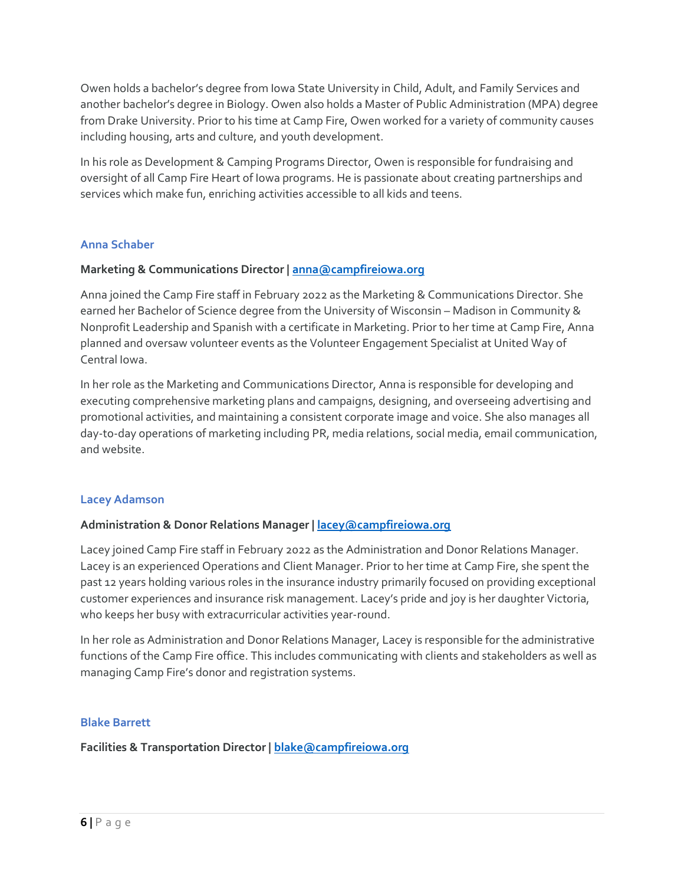Owen holds a bachelor's degree from Iowa State University in Child, Adult, and Family Services and another bachelor's degree in Biology. Owen also holds a Master of Public Administration (MPA) degree from Drake University. Prior to his time at Camp Fire, Owen worked for a variety of community causes including housing, arts and culture, and youth development.

In his role as Development & Camping Programs Director, Owen is responsible for fundraising and oversight of all Camp Fire Heart of Iowa programs. He is passionate about creating partnerships and services which make fun, enriching activities accessible to all kids and teens.

### Anna Schaber

**Marketing & Communications Director | anna@campfireiowa.org**

Anna joined the Camp Fire staff in February 2022 as the Marketing & Communications Director. She earned her Bachelor of Science degree from the University of Wisconsin – Madison in Community & Nonprofit Leadership and Spanish with a certificate in Marketing. Prior to her time at Camp Fire, Anna planned and oversaw volunteer events as the Volunteer Engagement Specialist at United Way of Central Iowa.

In her role as the Marketing and Communications Director, Anna is responsible for developing and executing comprehensive marketing plans and campaigns, designing, and overseeing advertising and promotional activities, and maintaining a consistent corporate image and voice. She also manages all day-to-day operations of marketing including PR, media relations, social media, email communication, and website.

### Lacey Adamson

**Administration & Donor Relations Manager | lacey@campfireiowa.org**

Lacey joined Camp Fire staff in February 2022 as the Administration and Donor Relations Manager. Lacey is an experienced Operations and Client Manager. Prior to her time at Camp Fire, she spent the past 12 years holding various roles in the insurance industry primarily focused on providing exceptional customer experiences and insurance risk management. Lacey's pride and joy is her daughter Victoria, who keeps her busy with extracurricular activities year-round.

In her role as Administration and Donor Relations Manager, Lacey is responsible for the administrative functions of the Camp Fire office. This includes communicating with clients and stakeholders as well as managing Camp Fire's donor and registration systems.

### Blake Barrett

**Facilities & Transportation Director | blake@campfireiowa.org**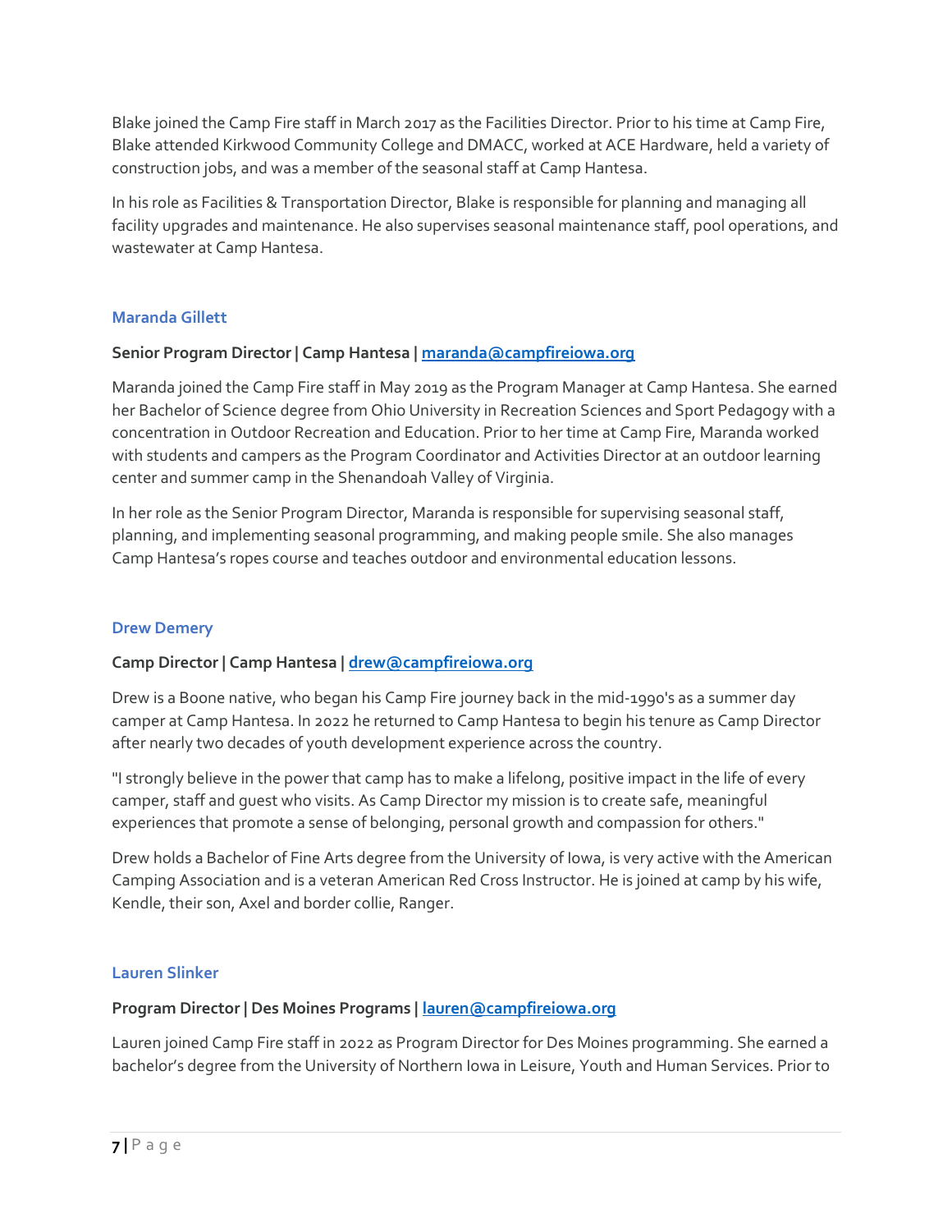Blake joined the Camp Fire staff in March 2017 as the Facilities Director. Prior to his time at Camp Fire, Blake attended Kirkwood Community College and DMACC, worked at ACE Hardware, held a variety of construction jobs, and was a member of the seasonal staff at Camp Hantesa.

In his role as Facilities & Transportation Director, Blake is responsible for planning and managing all facility upgrades and maintenance. He also supervises seasonal maintenance staff, pool operations, and wastewater at Camp Hantesa.

### Maranda Gillett

**Senior Program Director | Camp Hantesa | maranda@campfireiowa.org**

Maranda joined the Camp Fire staff in May 2019 as the Program Manager at Camp Hantesa. She earned her Bachelor of Science degree from Ohio University in Recreation Sciences and Sport Pedagogy with a concentration in Outdoor Recreation and Education. Prior to her time at Camp Fire, Maranda worked with students and campers as the Program Coordinator and Activities Director at an outdoor learning center and summer camp in the Shenandoah Valley of Virginia.

In her role as the Senior Program Director, Maranda is responsible for supervising seasonal staff, planning, and implementing seasonal programming, and making people smile. She also manages Camp Hantesa's ropes course and teaches outdoor and environmental education lessons.

### Drew Demery

**Camp Director | Camp Hantesa | drew@campfireiowa.org**

Drew is a Boone native, who began his Camp Fire journey back in the mid-1990's as a summer day camper at Camp Hantesa. In 2022 he returned to Camp Hantesa to begin his tenure as Camp Director after nearly two decades of youth development experience across the country.

"I strongly believe in the power that camp has to make a lifelong, positive impact in the life of every camper, staff and guest who visits. As Camp Director my mission is to create safe, meaningful experiences that promote a sense of belonging, personal growth and compassion for others."

Drew holds a Bachelor of Fine Arts degree from the University of Iowa, is very active with the American Camping Association and is a veteran American Red Cross Instructor. He is joined at camp by his wife, Kendle, their son, Axel and border collie, Ranger.

### Lauren Slinker

**Program Director | Des Moines Programs | lauren@campfireiowa.org**

Lauren joined Camp Fire staff in 2022 as Program Director for Des Moines programming. She earned a bachelor's degree from the University of Northern Iowa in Leisure, Youth and Human Services. Prior to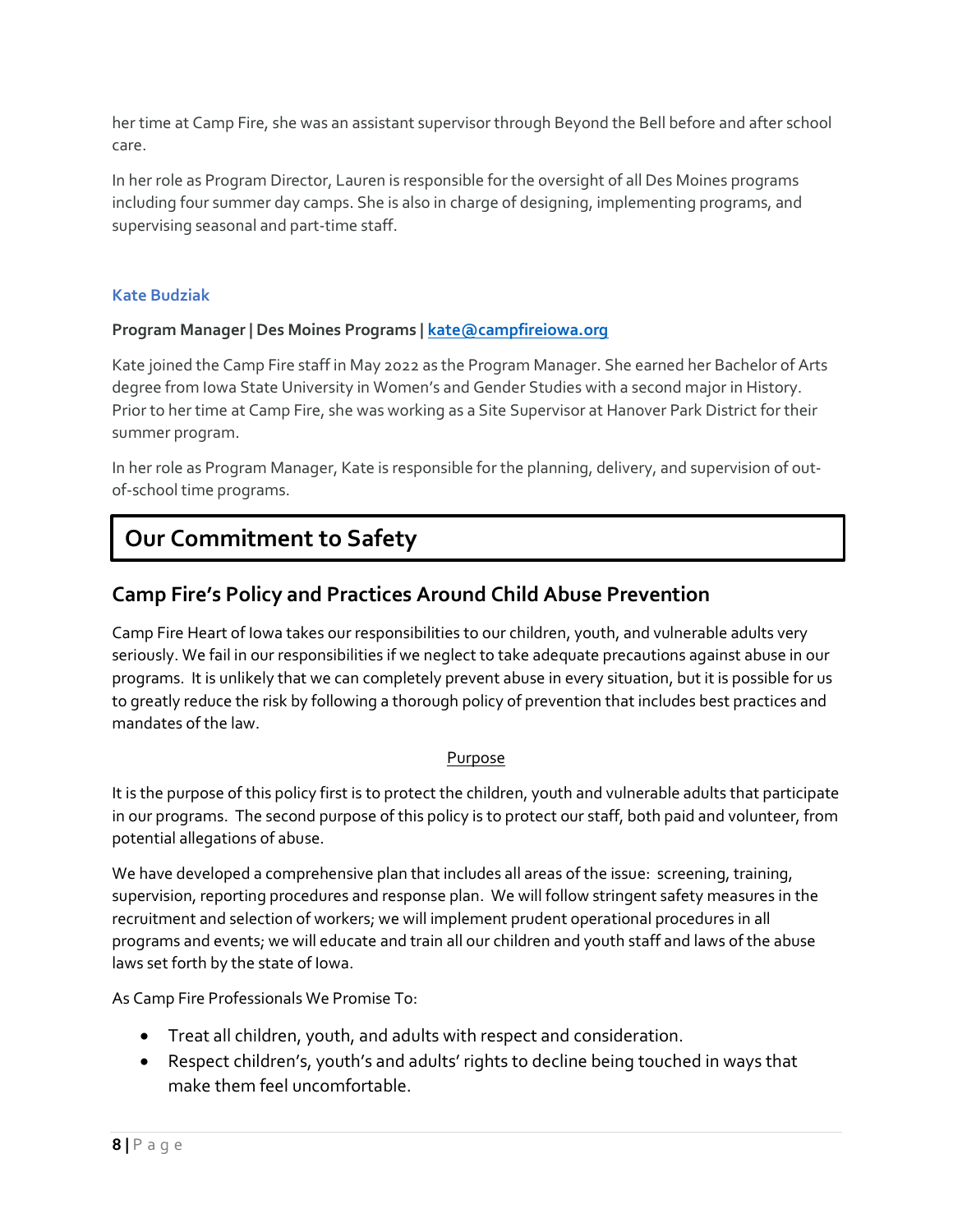her time at Camp Fire, she was an assistant supervisor through Beyond the Bell before and after school care.

In her role as Program Director, Lauren is responsible for the oversight of all Des Moines programs including four summer day camps. She is also in charge of designing, implementing programs, and supervising seasonal and part-time staff.

### Kate Budziak

**Program Manager | Des Moines Programs | [kate@campfireiowa.org](mailto:kate@campfireiowa.org)**

Kate joined the Camp Fire staff in May 2022 as the Program Manager. She earned her Bachelor of Arts degree from Iowa State University in Women's and Gender Studies with a second major in History. Prior to her time at Camp Fire, she was working as a Site Supervisor at Hanover Park District for their summer program.

In her role as Program Manager, Kate is responsible for the planning, delivery, and supervision of out-of-school time programs.

# Our Commitment to Safety

## Camp Fire's Policy and Practices Around Child Abuse Prevention

Camp Fire Heart of Iowa takes our responsibilities to our children, youth, and vulnerable adults very seriously. We fail in our responsibilities if we neglect to take adequate precautions against abuse in our programs. It is unlikely that we can completely prevent abuse in every situation, but it is possible for us to greatly reduce the risk by following a thorough policy of prevention that includes best practices and mandates of the law.

<u>Purpose</u>

It is the purpose of this policy first is to protect the children, youth and vulnerable adults that participate in our programs. The second purpose of this policy is to protect our staff, both paid and volunteer, from potential allegations of abuse.

We have developed a comprehensive plan that includes all areas of the issue: screening, training, supervision, reporting procedures and response plan. We will follow stringent safety measures in the recruitment and selection of workers; we will implement prudent operational procedures in all programs and events; we will educate and train all our children and youth staff and laws of the abuse laws set forth by the state of Iowa.

As Camp Fire Professionals We Promise To:

- Treat all children, youth, and adults with respect and consideration.
- Respect children's, youth's and adults' rights to decline being touched in ways that make them feel uncomfortable.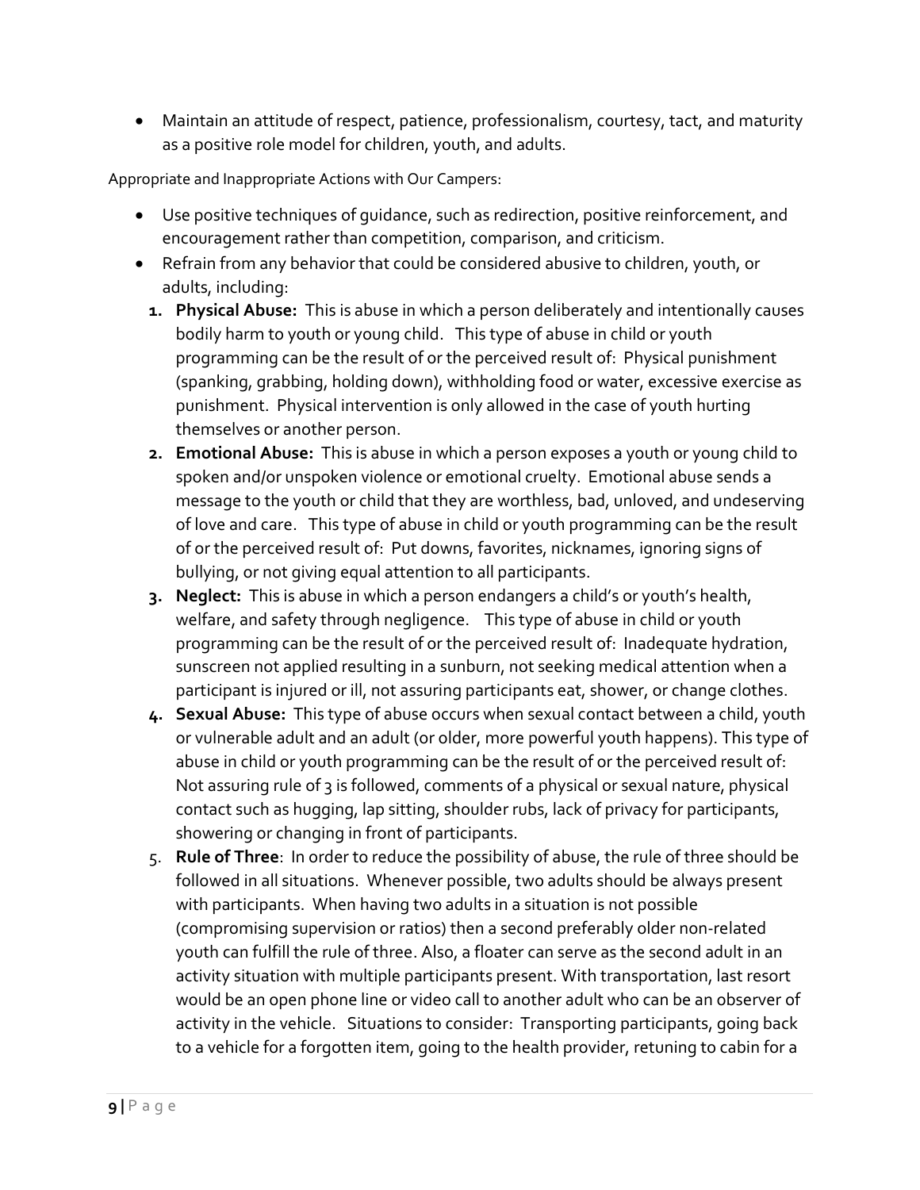- Maintain an attitude of respect, patience, professionalism, courtesy, tact, and maturity as a positive role model for children, youth, and adults.

Appropriate and Inappropriate Actions with Our Campers:

- Use positive techniques of guidance, such as redirection, positive reinforcement, and encouragement rather than competition, comparison, and criticism.
- Refrain from any behavior that could be considered abusive to children, youth, or adults, including:
  1. **Physical Abuse:** This is abuse in which a person deliberately and intentionally causes bodily harm to youth or young child. This type of abuse in child or youth programming can be the result of or the perceived result of: Physical punishment (spanking, grabbing, holding down), withholding food or water, excessive exercise as punishment. Physical intervention is only allowed in the case of youth hurting themselves or another person.
  2. **Emotional Abuse:** This is abuse in which a person exposes a youth or young child to spoken and/or unspoken violence or emotional cruelty. Emotional abuse sends a message to the youth or child that they are worthless, bad, unloved, and undeserving of love and care. This type of abuse in child or youth programming can be the result of or the perceived result of: Put downs, favorites, nicknames, ignoring signs of bullying, or not giving equal attention to all participants.
  3. **Neglect:** This is abuse in which a person endangers a child's or youth's health, welfare, and safety through negligence. This type of abuse in child or youth programming can be the result of or the perceived result of: Inadequate hydration, sunscreen not applied resulting in a sunburn, not seeking medical attention when a participant is injured or ill, not assuring participants eat, shower, or change clothes.
  4. **Sexual Abuse:** This type of abuse occurs when sexual contact between a child, youth or vulnerable adult and an adult (or older, more powerful youth happens). This type of abuse in child or youth programming can be the result of or the perceived result of: Not assuring rule of 3 is followed, comments of a physical or sexual nature, physical contact such as hugging, lap sitting, shoulder rubs, lack of privacy for participants, showering or changing in front of participants.
  5. **Rule of Three**: In order to reduce the possibility of abuse, the rule of three should be followed in all situations. Whenever possible, two adults should be always present with participants. When having two adults in a situation is not possible (compromising supervision or ratios) then a second preferably older non-related youth can fulfill the rule of three. Also, a floater can serve as the second adult in an activity situation with multiple participants present. With transportation, last resort would be an open phone line or video call to another adult who can be an observer of activity in the vehicle. Situations to consider: Transporting participants, going back to a vehicle for a forgotten item, going to the health provider, retuning to cabin for a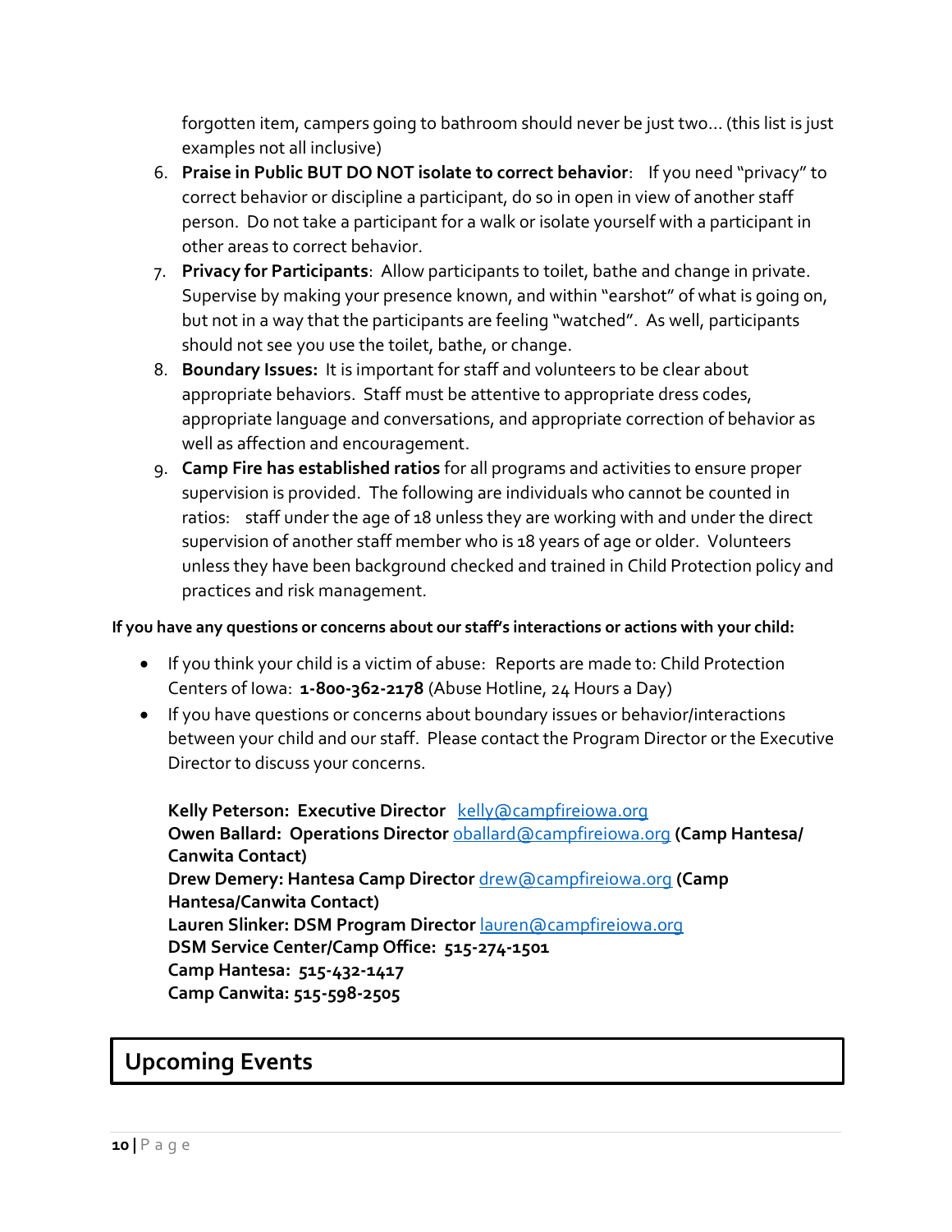forgotten item, campers going to bathroom should never be just two… (this list is just examples not all inclusive)

6. **Praise in Public BUT DO NOT isolate to correct behavior**: If you need "privacy" to correct behavior or discipline a participant, do so in open in view of another staff person. Do not take a participant for a walk or isolate yourself with a participant in other areas to correct behavior.
7. **Privacy for Participants**: Allow participants to toilet, bathe and change in private. Supervise by making your presence known, and within "earshot" of what is going on, but not in a way that the participants are feeling "watched". As well, participants should not see you use the toilet, bathe, or change.
8. **Boundary Issues:** It is important for staff and volunteers to be clear about appropriate behaviors. Staff must be attentive to appropriate dress codes, appropriate language and conversations, and appropriate correction of behavior as well as affection and encouragement.
9. **Camp Fire has established ratios** for all programs and activities to ensure proper supervision is provided. The following are individuals who cannot be counted in ratios: staff under the age of 18 unless they are working with and under the direct supervision of another staff member who is 18 years of age or older. Volunteers unless they have been background checked and trained in Child Protection policy and practices and risk management.

**If you have any questions or concerns about our staff's interactions or actions with your child:**

- If you think your child is a victim of abuse: Reports are made to: Child Protection Centers of Iowa: **1-800-362-2178** (Abuse Hotline, 24 Hours a Day)
- If you have questions or concerns about boundary issues or behavior/interactions between your child and our staff. Please contact the Program Director or the Executive Director to discuss your concerns.

  **Kelly Peterson: Executive Director** kelly@campfireiowa.org
  **Owen Ballard: Operations Director** oballard@campfireiowa.org **(Camp Hantesa/ Canwita Contact)**
  **Drew Demery: Hantesa Camp Director** drew@campfireiowa.org **(Camp Hantesa/Canwita Contact)**
  **Lauren Slinker: DSM Program Director** lauren@campfireiowa.org
  **DSM Service Center/Camp Office: 515-274-1501**
  **Camp Hantesa: 515-432-1417**
  **Camp Canwita: 515-598-2505**

## Upcoming Events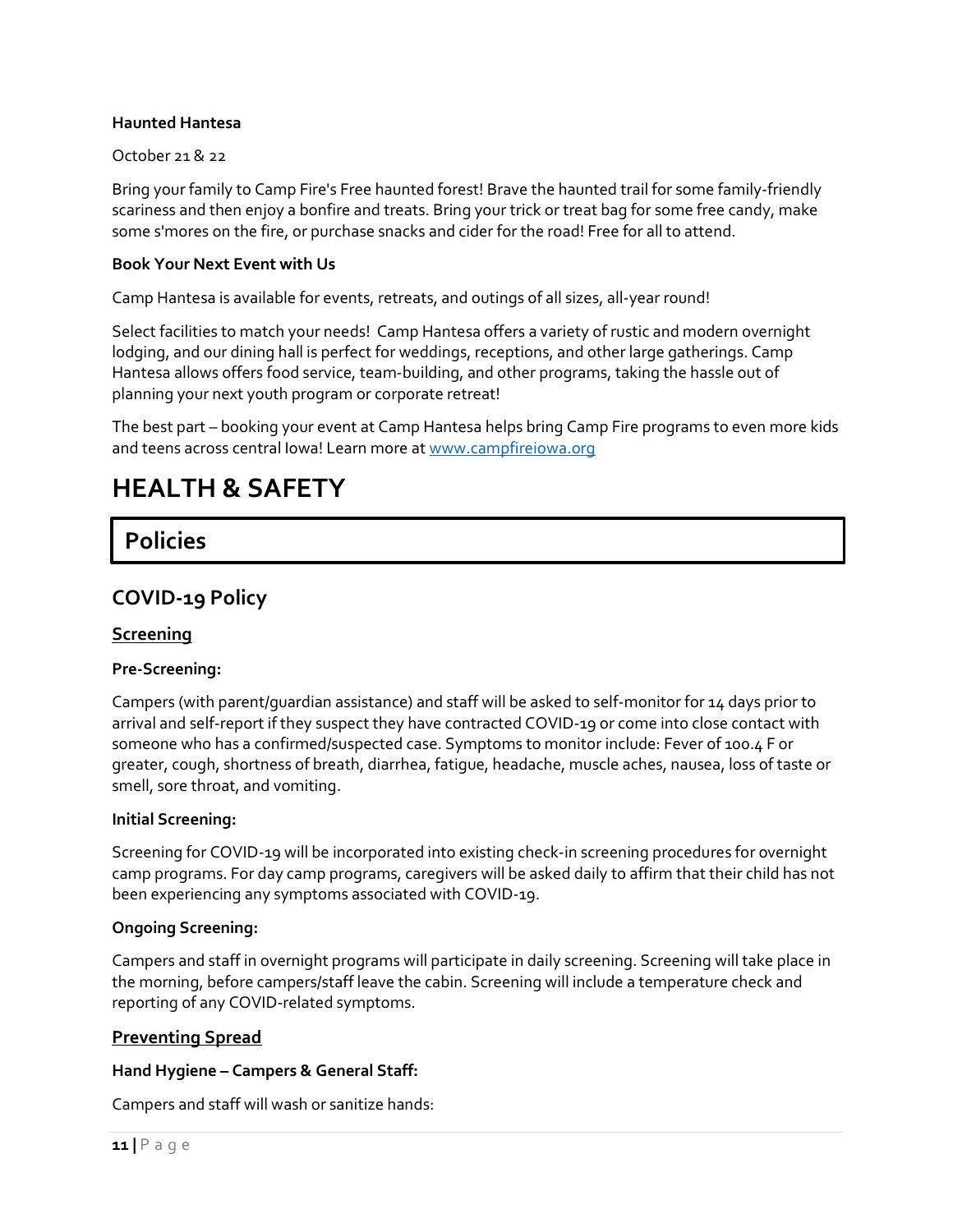**Haunted Hantesa**

October 21 & 22

Bring your family to Camp Fire's Free haunted forest! Brave the haunted trail for some family-friendly scariness and then enjoy a bonfire and treats. Bring your trick or treat bag for some free candy, make some s'mores on the fire, or purchase snacks and cider for the road! Free for all to attend.

**Book Your Next Event with Us**

Camp Hantesa is available for events, retreats, and outings of all sizes, all-year round!

Select facilities to match your needs! Camp Hantesa offers a variety of rustic and modern overnight lodging, and our dining hall is perfect for weddings, receptions, and other large gatherings. Camp Hantesa allows offers food service, team-building, and other programs, taking the hassle out of planning your next youth program or corporate retreat!

The best part – booking your event at Camp Hantesa helps bring Camp Fire programs to even more kids and teens across central Iowa! Learn more at [www.campfireiowa.org](http://www.campfireiowa.org)

# HEALTH & SAFETY

## Policies

### COVID-19 Policy

#### Screening

**Pre-Screening:**

Campers (with parent/guardian assistance) and staff will be asked to self-monitor for 14 days prior to arrival and self-report if they suspect they have contracted COVID-19 or come into close contact with someone who has a confirmed/suspected case. Symptoms to monitor include: Fever of 100.4 F or greater, cough, shortness of breath, diarrhea, fatigue, headache, muscle aches, nausea, loss of taste or smell, sore throat, and vomiting.

**Initial Screening:**

Screening for COVID-19 will be incorporated into existing check-in screening procedures for overnight camp programs. For day camp programs, caregivers will be asked daily to affirm that their child has not been experiencing any symptoms associated with COVID-19.

**Ongoing Screening:**

Campers and staff in overnight programs will participate in daily screening. Screening will take place in the morning, before campers/staff leave the cabin. Screening will include a temperature check and reporting of any COVID-related symptoms.

#### Preventing Spread

**Hand Hygiene – Campers & General Staff:**

Campers and staff will wash or sanitize hands: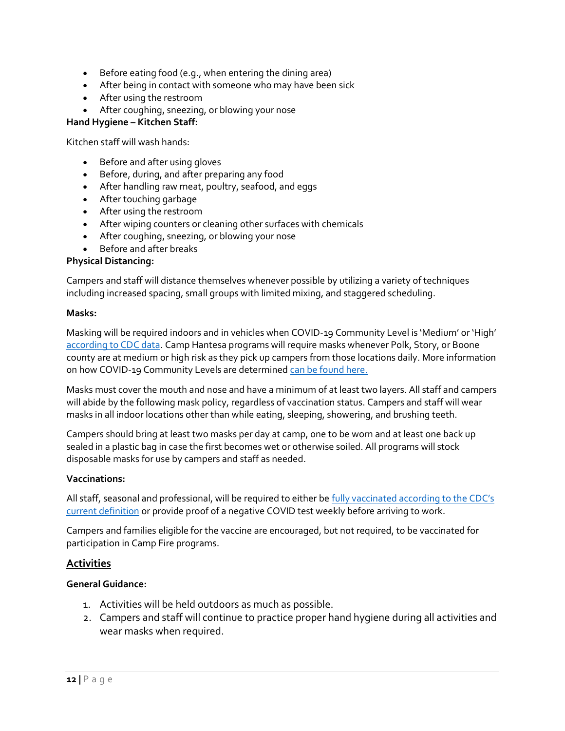- Before eating food (e.g., when entering the dining area)
- After being in contact with someone who may have been sick
- After using the restroom
- After coughing, sneezing, or blowing your nose

**Hand Hygiene – Kitchen Staff:**

Kitchen staff will wash hands:

- Before and after using gloves
- Before, during, and after preparing any food
- After handling raw meat, poultry, seafood, and eggs
- After touching garbage
- After using the restroom
- After wiping counters or cleaning other surfaces with chemicals
- After coughing, sneezing, or blowing your nose
- Before and after breaks

**Physical Distancing:**

Campers and staff will distance themselves whenever possible by utilizing a variety of techniques including increased spacing, small groups with limited mixing, and staggered scheduling.

**Masks:**

Masking will be required indoors and in vehicles when COVID-19 Community Level is 'Medium' or 'High' according to CDC data. Camp Hantesa programs will require masks whenever Polk, Story, or Boone county are at medium or high risk as they pick up campers from those locations daily. More information on how COVID-19 Community Levels are determined can be found here.

Masks must cover the mouth and nose and have a minimum of at least two layers. All staff and campers will abide by the following mask policy, regardless of vaccination status. Campers and staff will wear masks in all indoor locations other than while eating, sleeping, showering, and brushing teeth.

Campers should bring at least two masks per day at camp, one to be worn and at least one back up sealed in a plastic bag in case the first becomes wet or otherwise soiled. All programs will stock disposable masks for use by campers and staff as needed.

**Vaccinations:**

All staff, seasonal and professional, will be required to either be fully vaccinated according to the CDC's current definition or provide proof of a negative COVID test weekly before arriving to work.

Campers and families eligible for the vaccine are encouraged, but not required, to be vaccinated for participation in Camp Fire programs.

## Activities

**General Guidance:**

1. Activities will be held outdoors as much as possible.
2. Campers and staff will continue to practice proper hand hygiene during all activities and wear masks when required.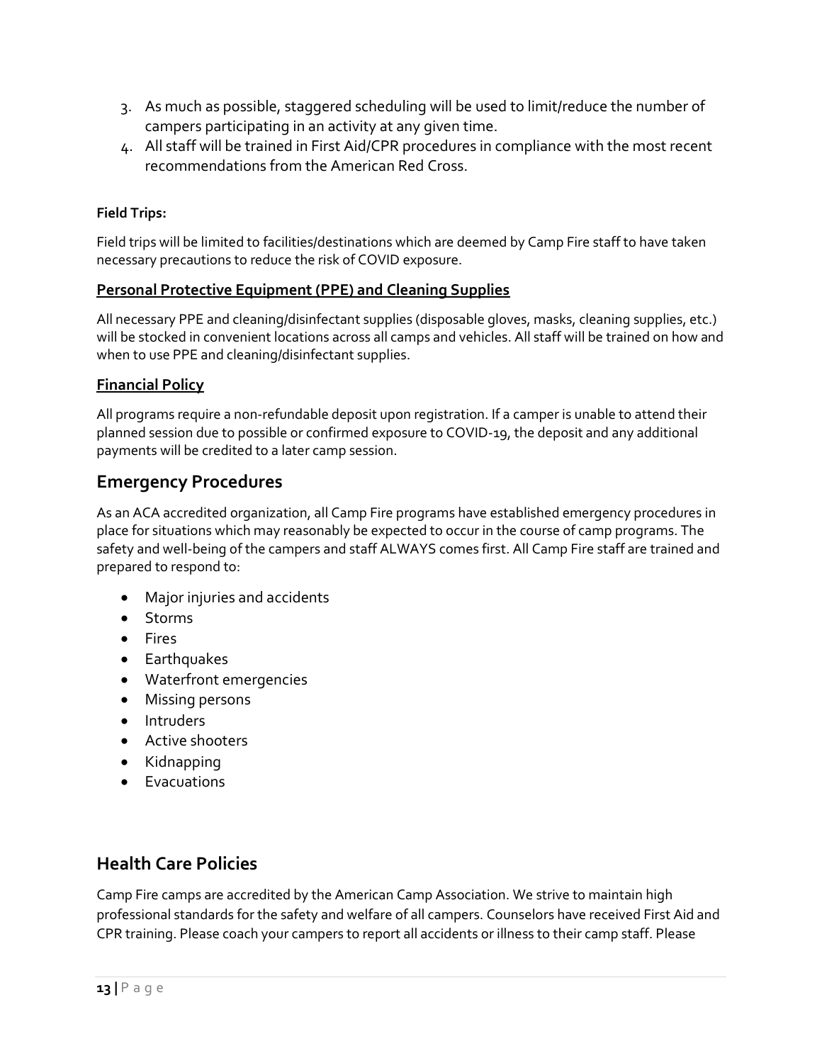3. As much as possible, staggered scheduling will be used to limit/reduce the number of campers participating in an activity at any given time.
4. All staff will be trained in First Aid/CPR procedures in compliance with the most recent recommendations from the American Red Cross.

**Field Trips:**

Field trips will be limited to facilities/destinations which are deemed by Camp Fire staff to have taken necessary precautions to reduce the risk of COVID exposure.

### Personal Protective Equipment (PPE) and Cleaning Supplies

All necessary PPE and cleaning/disinfectant supplies (disposable gloves, masks, cleaning supplies, etc.) will be stocked in convenient locations across all camps and vehicles. All staff will be trained on how and when to use PPE and cleaning/disinfectant supplies.

### Financial Policy

All programs require a non-refundable deposit upon registration. If a camper is unable to attend their planned session due to possible or confirmed exposure to COVID-19, the deposit and any additional payments will be credited to a later camp session.

## Emergency Procedures

As an ACA accredited organization, all Camp Fire programs have established emergency procedures in place for situations which may reasonably be expected to occur in the course of camp programs. The safety and well-being of the campers and staff ALWAYS comes first. All Camp Fire staff are trained and prepared to respond to:

- Major injuries and accidents
- Storms
- Fires
- Earthquakes
- Waterfront emergencies
- Missing persons
- Intruders
- Active shooters
- Kidnapping
- Evacuations

## Health Care Policies

Camp Fire camps are accredited by the American Camp Association. We strive to maintain high professional standards for the safety and welfare of all campers. Counselors have received First Aid and CPR training. Please coach your campers to report all accidents or illness to their camp staff. Please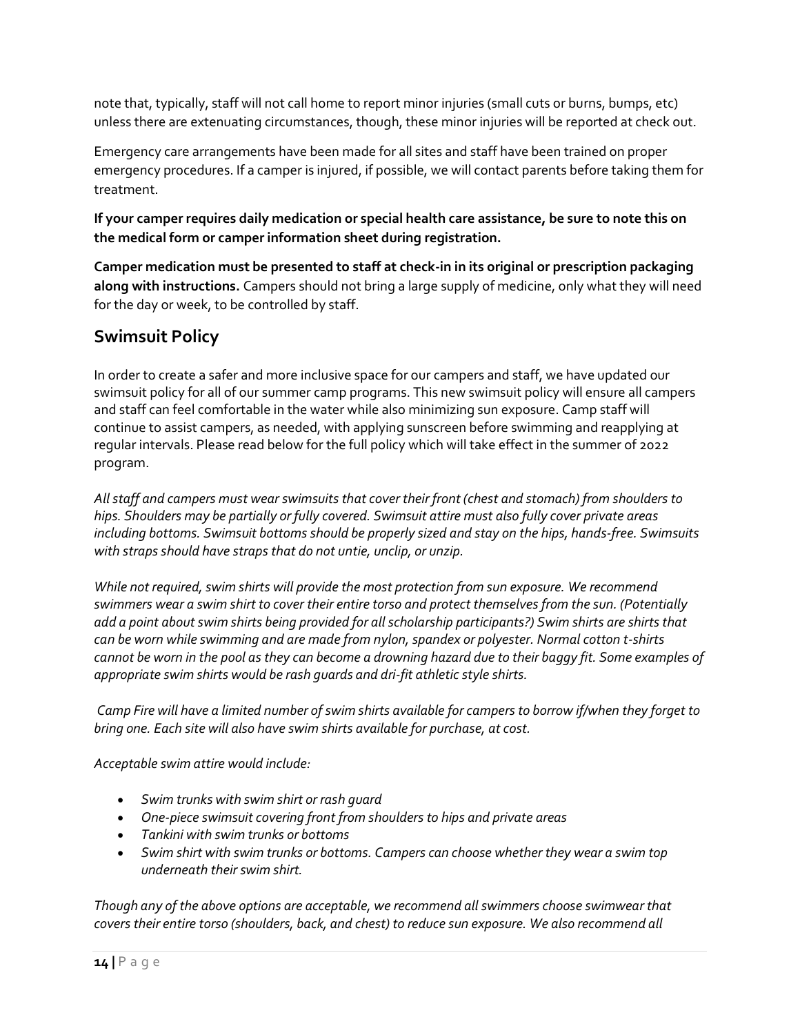note that, typically, staff will not call home to report minor injuries (small cuts or burns, bumps, etc) unless there are extenuating circumstances, though, these minor injuries will be reported at check out.

Emergency care arrangements have been made for all sites and staff have been trained on proper emergency procedures. If a camper is injured, if possible, we will contact parents before taking them for treatment.

**If your camper requires daily medication or special health care assistance, be sure to note this on the medical form or camper information sheet during registration.**

**Camper medication must be presented to staff at check-in in its original or prescription packaging along with instructions.** Campers should not bring a large supply of medicine, only what they will need for the day or week, to be controlled by staff.

## Swimsuit Policy

In order to create a safer and more inclusive space for our campers and staff, we have updated our swimsuit policy for all of our summer camp programs. This new swimsuit policy will ensure all campers and staff can feel comfortable in the water while also minimizing sun exposure. Camp staff will continue to assist campers, as needed, with applying sunscreen before swimming and reapplying at regular intervals. Please read below for the full policy which will take effect in the summer of 2022 program.

*All staff and campers must wear swimsuits that cover their front (chest and stomach) from shoulders to hips. Shoulders may be partially or fully covered. Swimsuit attire must also fully cover private areas including bottoms. Swimsuit bottoms should be properly sized and stay on the hips, hands-free. Swimsuits with straps should have straps that do not untie, unclip, or unzip.*

*While not required, swim shirts will provide the most protection from sun exposure. We recommend swimmers wear a swim shirt to cover their entire torso and protect themselves from the sun. (Potentially add a point about swim shirts being provided for all scholarship participants?) Swim shirts are shirts that can be worn while swimming and are made from nylon, spandex or polyester. Normal cotton t-shirts cannot be worn in the pool as they can become a drowning hazard due to their baggy fit. Some examples of appropriate swim shirts would be rash guards and dri-fit athletic style shirts.*

*Camp Fire will have a limited number of swim shirts available for campers to borrow if/when they forget to bring one. Each site will also have swim shirts available for purchase, at cost.*

*Acceptable swim attire would include:*

- *Swim trunks with swim shirt or rash guard*
- *One-piece swimsuit covering front from shoulders to hips and private areas*
- *Tankini with swim trunks or bottoms*
- *Swim shirt with swim trunks or bottoms. Campers can choose whether they wear a swim top underneath their swim shirt.*

*Though any of the above options are acceptable, we recommend all swimmers choose swimwear that covers their entire torso (shoulders, back, and chest) to reduce sun exposure. We also recommend all*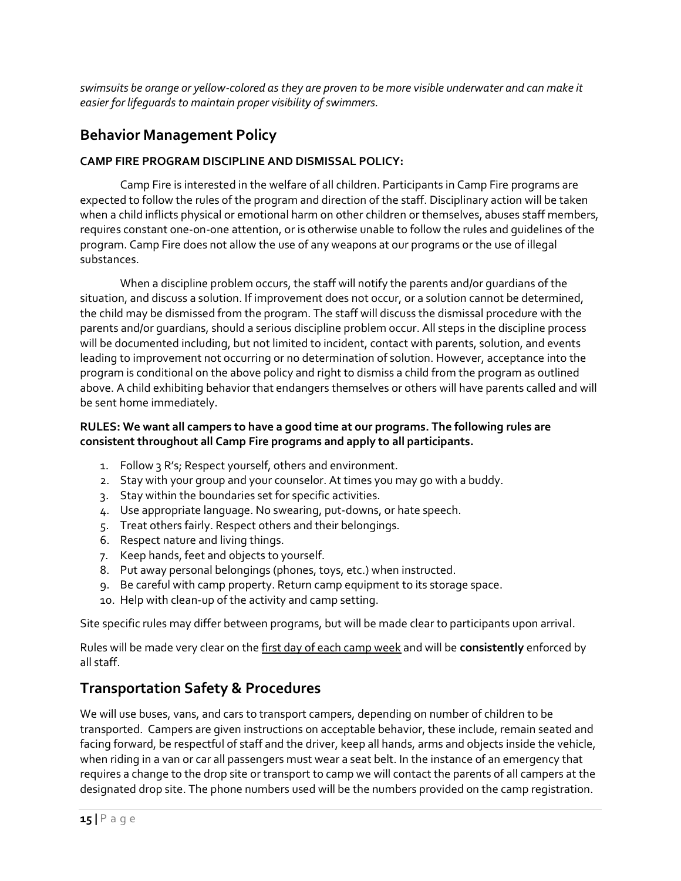*swimsuits be orange or yellow-colored as they are proven to be more visible underwater and can make it easier for lifeguards to maintain proper visibility of swimmers.*

## Behavior Management Policy

**CAMP FIRE PROGRAM DISCIPLINE AND DISMISSAL POLICY:**

Camp Fire is interested in the welfare of all children. Participants in Camp Fire programs are expected to follow the rules of the program and direction of the staff. Disciplinary action will be taken when a child inflicts physical or emotional harm on other children or themselves, abuses staff members, requires constant one-on-one attention, or is otherwise unable to follow the rules and guidelines of the program. Camp Fire does not allow the use of any weapons at our programs or the use of illegal substances.

When a discipline problem occurs, the staff will notify the parents and/or guardians of the situation, and discuss a solution. If improvement does not occur, or a solution cannot be determined, the child may be dismissed from the program. The staff will discuss the dismissal procedure with the parents and/or guardians, should a serious discipline problem occur. All steps in the discipline process will be documented including, but not limited to incident, contact with parents, solution, and events leading to improvement not occurring or no determination of solution. However, acceptance into the program is conditional on the above policy and right to dismiss a child from the program as outlined above. A child exhibiting behavior that endangers themselves or others will have parents called and will be sent home immediately.

**RULES: We want all campers to have a good time at our programs. The following rules are consistent throughout all Camp Fire programs and apply to all participants.**

1. Follow 3 R's; Respect yourself, others and environment.
2. Stay with your group and your counselor. At times you may go with a buddy.
3. Stay within the boundaries set for specific activities.
4. Use appropriate language. No swearing, put-downs, or hate speech.
5. Treat others fairly. Respect others and their belongings.
6. Respect nature and living things.
7. Keep hands, feet and objects to yourself.
8. Put away personal belongings (phones, toys, etc.) when instructed.
9. Be careful with camp property. Return camp equipment to its storage space.
10. Help with clean-up of the activity and camp setting.

Site specific rules may differ between programs, but will be made clear to participants upon arrival.

Rules will be made very clear on the first day of each camp week and will be **consistently** enforced by all staff.

## Transportation Safety & Procedures

We will use buses, vans, and cars to transport campers, depending on number of children to be transported. Campers are given instructions on acceptable behavior, these include, remain seated and facing forward, be respectful of staff and the driver, keep all hands, arms and objects inside the vehicle, when riding in a van or car all passengers must wear a seat belt. In the instance of an emergency that requires a change to the drop site or transport to camp we will contact the parents of all campers at the designated drop site. The phone numbers used will be the numbers provided on the camp registration.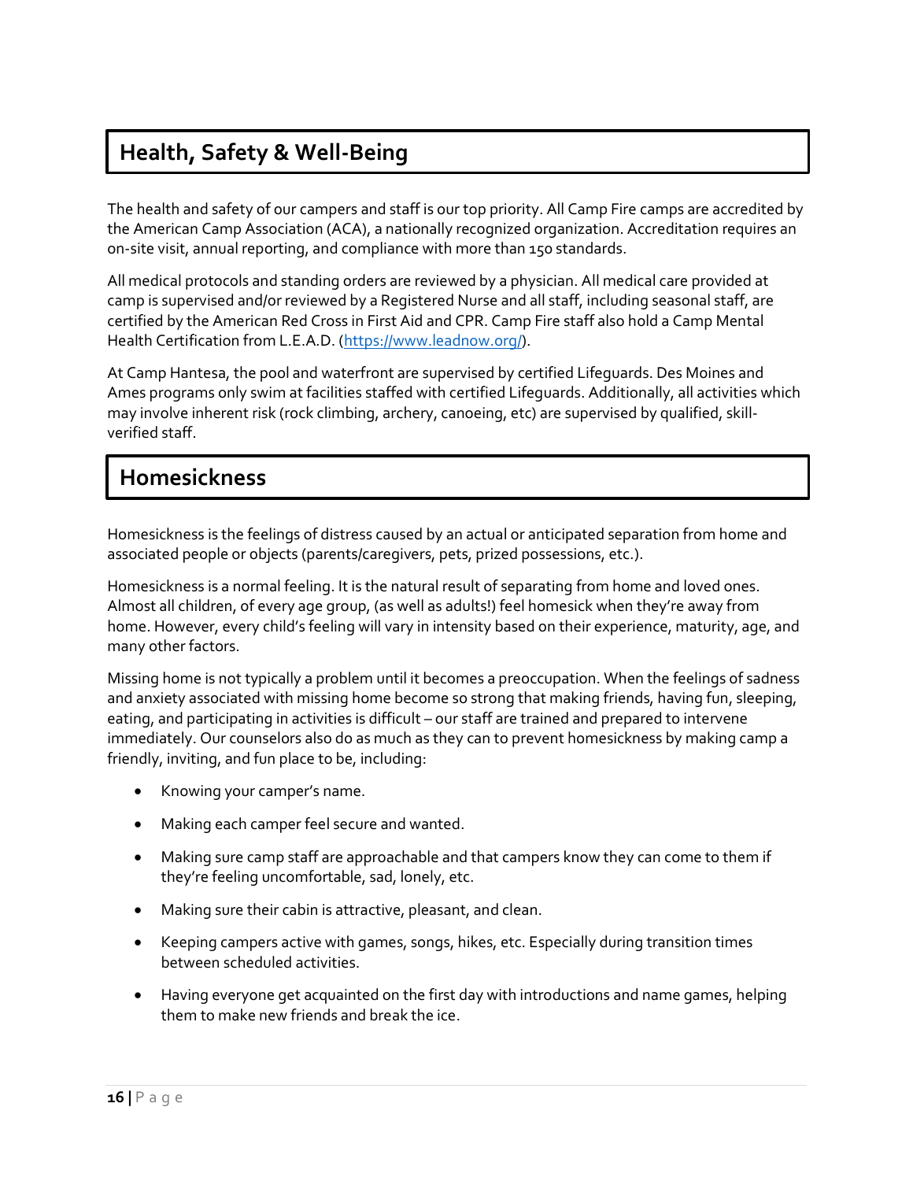## Health, Safety & Well-Being

The health and safety of our campers and staff is our top priority. All Camp Fire camps are accredited by the American Camp Association (ACA), a nationally recognized organization. Accreditation requires an on-site visit, annual reporting, and compliance with more than 150 standards.

All medical protocols and standing orders are reviewed by a physician. All medical care provided at camp is supervised and/or reviewed by a Registered Nurse and all staff, including seasonal staff, are certified by the American Red Cross in First Aid and CPR. Camp Fire staff also hold a Camp Mental Health Certification from L.E.A.D. (https://www.leadnow.org/).

At Camp Hantesa, the pool and waterfront are supervised by certified Lifeguards. Des Moines and Ames programs only swim at facilities staffed with certified Lifeguards. Additionally, all activities which may involve inherent risk (rock climbing, archery, canoeing, etc) are supervised by qualified, skill-verified staff.

## Homesickness

Homesickness is the feelings of distress caused by an actual or anticipated separation from home and associated people or objects (parents/caregivers, pets, prized possessions, etc.).

Homesickness is a normal feeling. It is the natural result of separating from home and loved ones. Almost all children, of every age group, (as well as adults!) feel homesick when they're away from home. However, every child's feeling will vary in intensity based on their experience, maturity, age, and many other factors.

Missing home is not typically a problem until it becomes a preoccupation. When the feelings of sadness and anxiety associated with missing home become so strong that making friends, having fun, sleeping, eating, and participating in activities is difficult – our staff are trained and prepared to intervene immediately. Our counselors also do as much as they can to prevent homesickness by making camp a friendly, inviting, and fun place to be, including:

- Knowing your camper's name.
- Making each camper feel secure and wanted.
- Making sure camp staff are approachable and that campers know they can come to them if they're feeling uncomfortable, sad, lonely, etc.
- Making sure their cabin is attractive, pleasant, and clean.
- Keeping campers active with games, songs, hikes, etc. Especially during transition times between scheduled activities.
- Having everyone get acquainted on the first day with introductions and name games, helping them to make new friends and break the ice.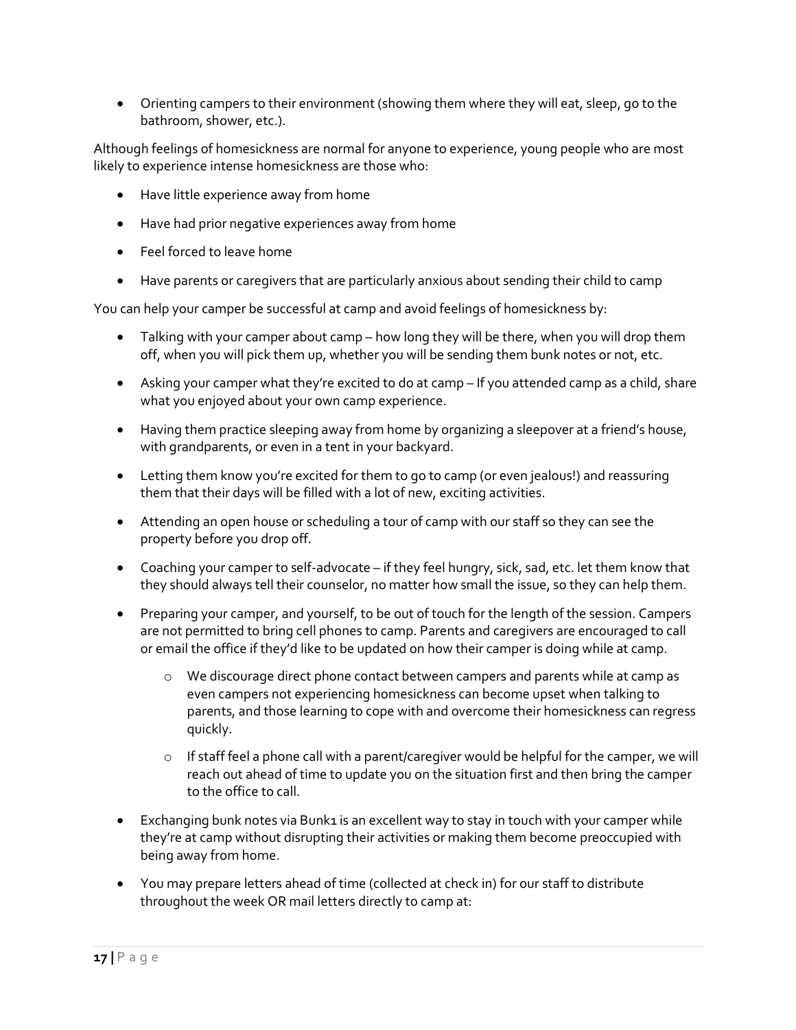- Orienting campers to their environment (showing them where they will eat, sleep, go to the bathroom, shower, etc.).

Although feelings of homesickness are normal for anyone to experience, young people who are most likely to experience intense homesickness are those who:

- Have little experience away from home
- Have had prior negative experiences away from home
- Feel forced to leave home
- Have parents or caregivers that are particularly anxious about sending their child to camp

You can help your camper be successful at camp and avoid feelings of homesickness by:

- Talking with your camper about camp – how long they will be there, when you will drop them off, when you will pick them up, whether you will be sending them bunk notes or not, etc.
- Asking your camper what they're excited to do at camp – If you attended camp as a child, share what you enjoyed about your own camp experience.
- Having them practice sleeping away from home by organizing a sleepover at a friend's house, with grandparents, or even in a tent in your backyard.
- Letting them know you're excited for them to go to camp (or even jealous!) and reassuring them that their days will be filled with a lot of new, exciting activities.
- Attending an open house or scheduling a tour of camp with our staff so they can see the property before you drop off.
- Coaching your camper to self-advocate – if they feel hungry, sick, sad, etc. let them know that they should always tell their counselor, no matter how small the issue, so they can help them.
- Preparing your camper, and yourself, to be out of touch for the length of the session. Campers are not permitted to bring cell phones to camp. Parents and caregivers are encouraged to call or email the office if they'd like to be updated on how their camper is doing while at camp.
    - We discourage direct phone contact between campers and parents while at camp as even campers not experiencing homesickness can become upset when talking to parents, and those learning to cope with and overcome their homesickness can regress quickly.
    - If staff feel a phone call with a parent/caregiver would be helpful for the camper, we will reach out ahead of time to update you on the situation first and then bring the camper to the office to call.
- Exchanging bunk notes via Bunk1 is an excellent way to stay in touch with your camper while they're at camp without disrupting their activities or making them become preoccupied with being away from home.
- You may prepare letters ahead of time (collected at check in) for our staff to distribute throughout the week OR mail letters directly to camp at: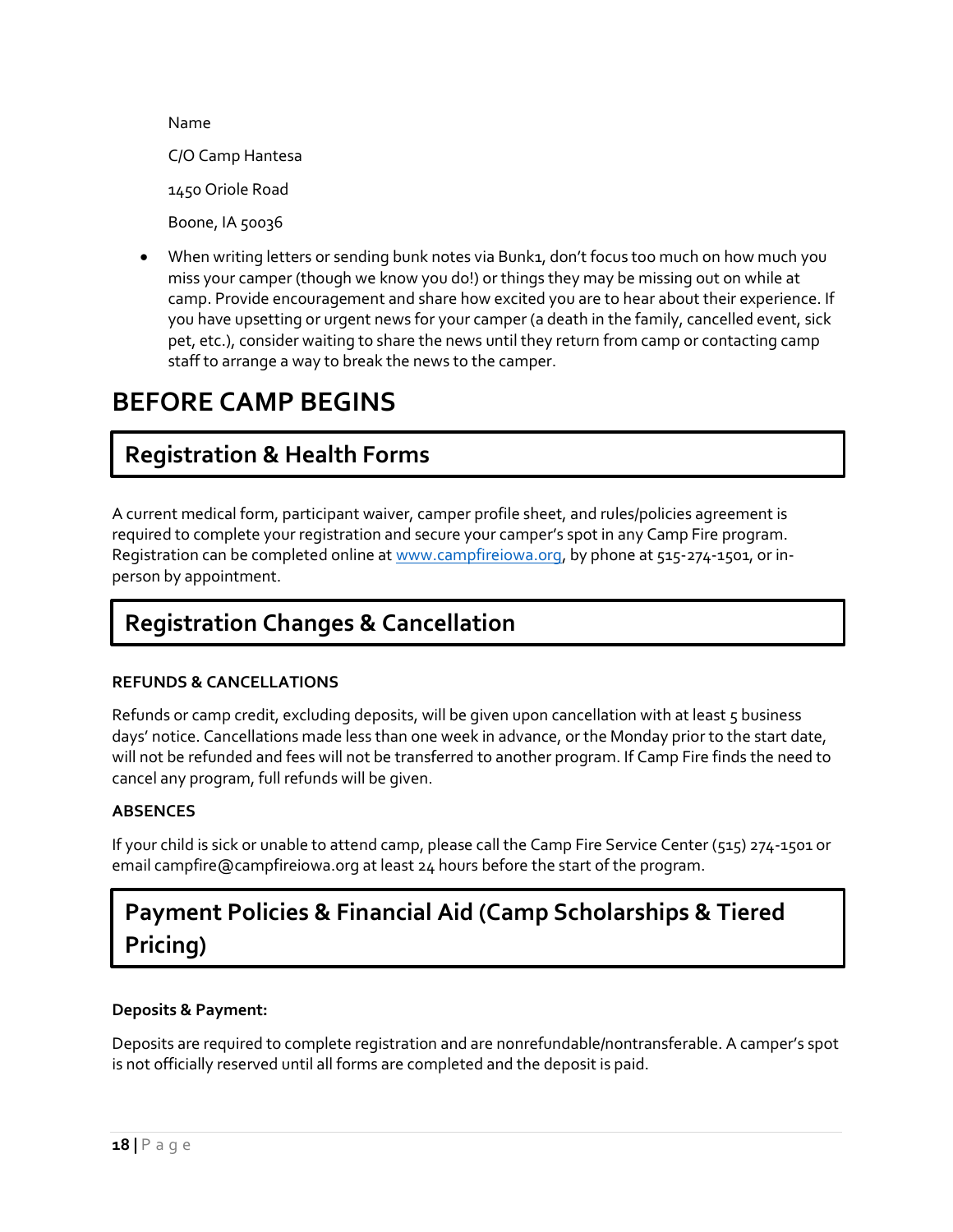Name

C/O Camp Hantesa

1450 Oriole Road

Boone, IA 50036

- When writing letters or sending bunk notes via Bunk1, don't focus too much on how much you miss your camper (though we know you do!) or things they may be missing out on while at camp. Provide encouragement and share how excited you are to hear about their experience. If you have upsetting or urgent news for your camper (a death in the family, cancelled event, sick pet, etc.), consider waiting to share the news until they return from camp or contacting camp staff to arrange a way to break the news to the camper.

# BEFORE CAMP BEGINS

## Registration & Health Forms

A current medical form, participant waiver, camper profile sheet, and rules/policies agreement is required to complete your registration and secure your camper's spot in any Camp Fire program. Registration can be completed online at www.campfireiowa.org, by phone at 515-274-1501, or in-person by appointment.

## Registration Changes & Cancellation

### REFUNDS & CANCELLATIONS

Refunds or camp credit, excluding deposits, will be given upon cancellation with at least 5 business days' notice. Cancellations made less than one week in advance, or the Monday prior to the start date, will not be refunded and fees will not be transferred to another program. If Camp Fire finds the need to cancel any program, full refunds will be given.

### ABSENCES

If your child is sick or unable to attend camp, please call the Camp Fire Service Center (515) 274-1501 or email campfire@campfireiowa.org at least 24 hours before the start of the program.

## Payment Policies & Financial Aid (Camp Scholarships & Tiered Pricing)

**Deposits & Payment:**

Deposits are required to complete registration and are nonrefundable/nontransferable. A camper's spot is not officially reserved until all forms are completed and the deposit is paid.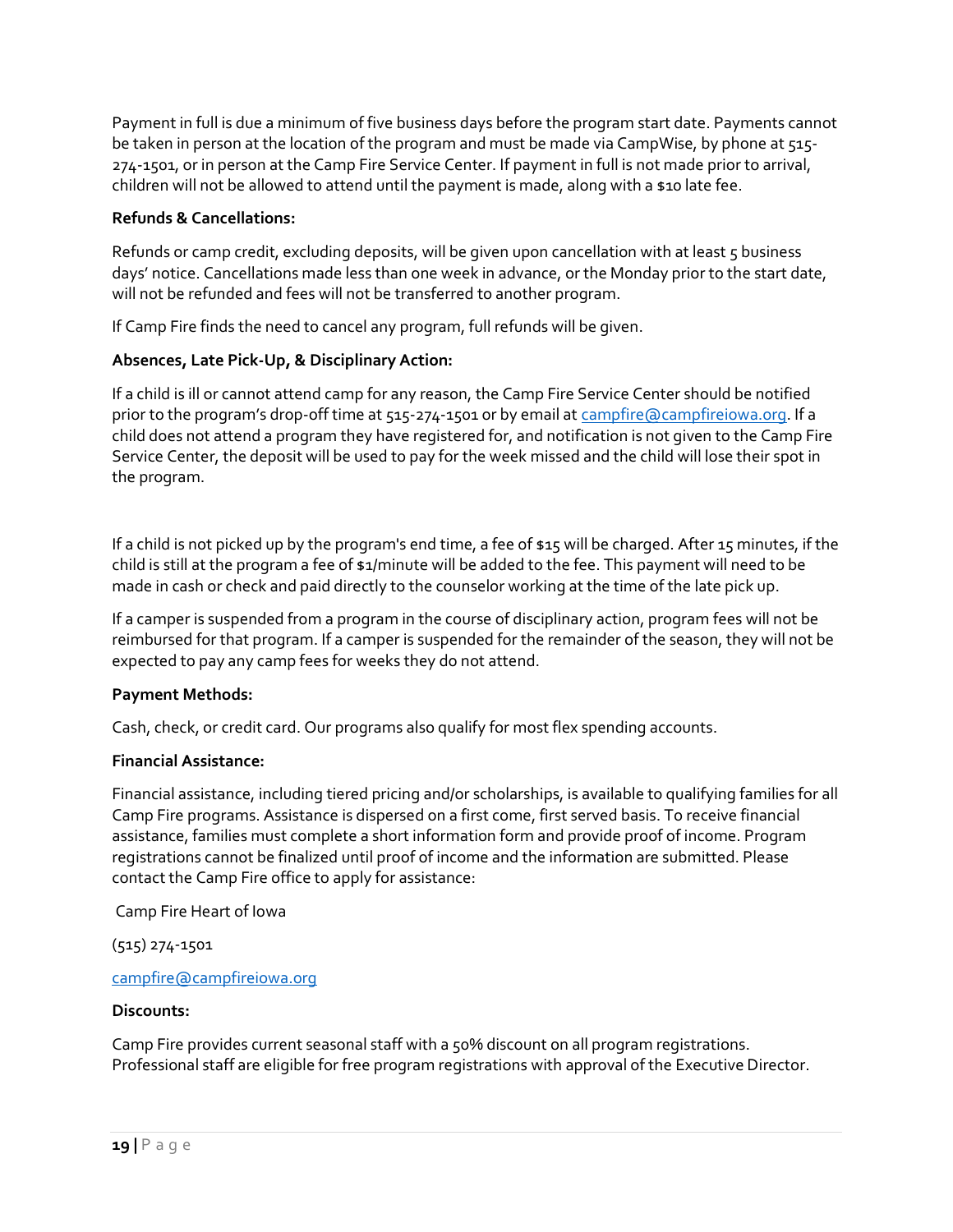Payment in full is due a minimum of five business days before the program start date. Payments cannot be taken in person at the location of the program and must be made via CampWise, by phone at 515-274-1501, or in person at the Camp Fire Service Center. If payment in full is not made prior to arrival, children will not be allowed to attend until the payment is made, along with a $10 late fee.

**Refunds & Cancellations:**

Refunds or camp credit, excluding deposits, will be given upon cancellation with at least 5 business days' notice. Cancellations made less than one week in advance, or the Monday prior to the start date, will not be refunded and fees will not be transferred to another program.

If Camp Fire finds the need to cancel any program, full refunds will be given.

**Absences, Late Pick-Up, & Disciplinary Action:**

If a child is ill or cannot attend camp for any reason, the Camp Fire Service Center should be notified prior to the program's drop-off time at 515-274-1501 or by email at campfire@campfireiowa.org. If a child does not attend a program they have registered for, and notification is not given to the Camp Fire Service Center, the deposit will be used to pay for the week missed and the child will lose their spot in the program.

If a child is not picked up by the program's end time, a fee of $15 will be charged. After 15 minutes, if the child is still at the program a fee of $1/minute will be added to the fee. This payment will need to be made in cash or check and paid directly to the counselor working at the time of the late pick up.

If a camper is suspended from a program in the course of disciplinary action, program fees will not be reimbursed for that program. If a camper is suspended for the remainder of the season, they will not be expected to pay any camp fees for weeks they do not attend.

**Payment Methods:**

Cash, check, or credit card. Our programs also qualify for most flex spending accounts.

**Financial Assistance:**

Financial assistance, including tiered pricing and/or scholarships, is available to qualifying families for all Camp Fire programs. Assistance is dispersed on a first come, first served basis. To receive financial assistance, families must complete a short information form and provide proof of income. Program registrations cannot be finalized until proof of income and the information are submitted. Please contact the Camp Fire office to apply for assistance:

Camp Fire Heart of Iowa

(515) 274-1501

campfire@campfireiowa.org

**Discounts:**

Camp Fire provides current seasonal staff with a 50% discount on all program registrations. Professional staff are eligible for free program registrations with approval of the Executive Director.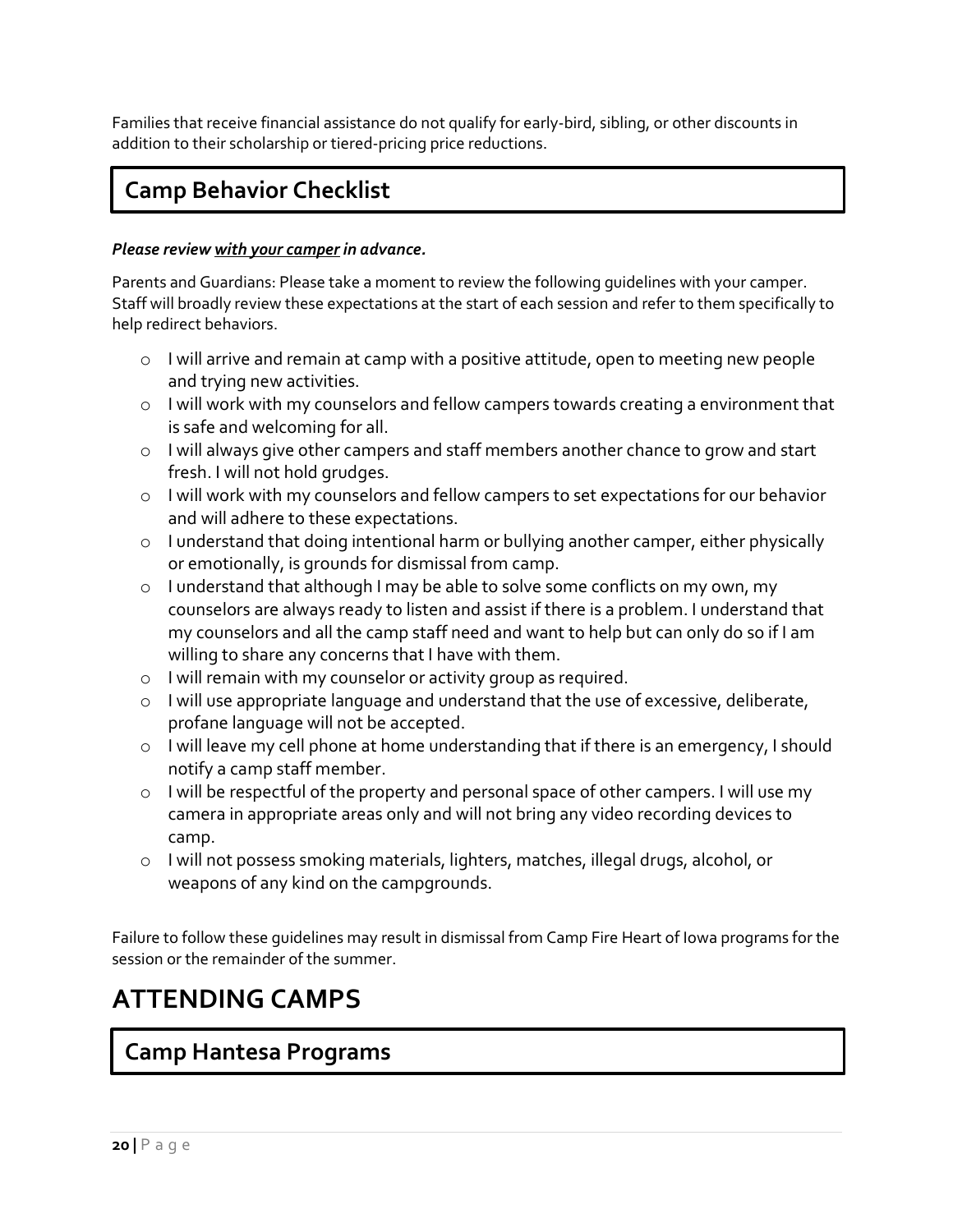Families that receive financial assistance do not qualify for early-bird, sibling, or other discounts in addition to their scholarship or tiered-pricing price reductions.

## Camp Behavior Checklist

***Please review <u>with your camper</u> in advance.***

Parents and Guardians: Please take a moment to review the following guidelines with your camper. Staff will broadly review these expectations at the start of each session and refer to them specifically to help redirect behaviors.

- I will arrive and remain at camp with a positive attitude, open to meeting new people and trying new activities.
- I will work with my counselors and fellow campers towards creating a environment that is safe and welcoming for all.
- I will always give other campers and staff members another chance to grow and start fresh. I will not hold grudges.
- I will work with my counselors and fellow campers to set expectations for our behavior and will adhere to these expectations.
- I understand that doing intentional harm or bullying another camper, either physically or emotionally, is grounds for dismissal from camp.
- I understand that although I may be able to solve some conflicts on my own, my counselors are always ready to listen and assist if there is a problem. I understand that my counselors and all the camp staff need and want to help but can only do so if I am willing to share any concerns that I have with them.
- I will remain with my counselor or activity group as required.
- I will use appropriate language and understand that the use of excessive, deliberate, profane language will not be accepted.
- I will leave my cell phone at home understanding that if there is an emergency, I should notify a camp staff member.
- I will be respectful of the property and personal space of other campers. I will use my camera in appropriate areas only and will not bring any video recording devices to camp.
- I will not possess smoking materials, lighters, matches, illegal drugs, alcohol, or weapons of any kind on the campgrounds.

Failure to follow these guidelines may result in dismissal from Camp Fire Heart of Iowa programs for the session or the remainder of the summer.

# ATTENDING CAMPS

## Camp Hantesa Programs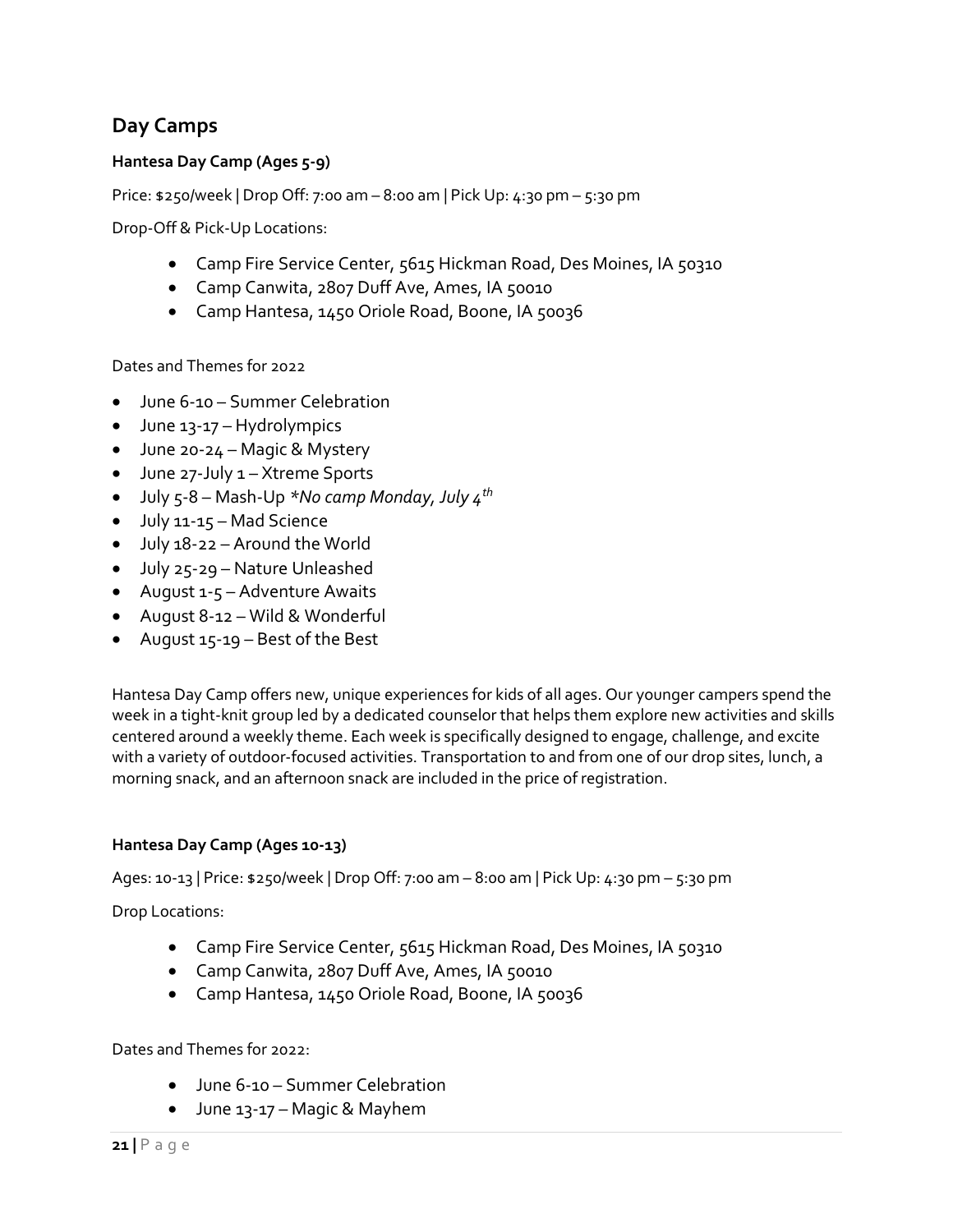## Day Camps

### Hantesa Day Camp (Ages 5-9)

Price: $250/week | Drop Off: 7:00 am – 8:00 am | Pick Up: 4:30 pm – 5:30 pm

Drop-Off & Pick-Up Locations:

- Camp Fire Service Center, 5615 Hickman Road, Des Moines, IA 50310
- Camp Canwita, 2807 Duff Ave, Ames, IA 50010
- Camp Hantesa, 1450 Oriole Road, Boone, IA 50036

Dates and Themes for 2022

- June 6-10 – Summer Celebration
- June 13-17 – Hydrolympics
- June 20-24 – Magic & Mystery
- June 27-July 1 – Xtreme Sports
- July 5-8 – Mash-Up *\*No camp Monday, July 4th*
- July 11-15 – Mad Science
- July 18-22 – Around the World
- July 25-29 – Nature Unleashed
- August 1-5 – Adventure Awaits
- August 8-12 – Wild & Wonderful
- August 15-19 – Best of the Best

Hantesa Day Camp offers new, unique experiences for kids of all ages. Our younger campers spend the week in a tight-knit group led by a dedicated counselor that helps them explore new activities and skills centered around a weekly theme. Each week is specifically designed to engage, challenge, and excite with a variety of outdoor-focused activities. Transportation to and from one of our drop sites, lunch, a morning snack, and an afternoon snack are included in the price of registration.

### Hantesa Day Camp (Ages 10-13)

Ages: 10-13 | Price: $250/week | Drop Off: 7:00 am – 8:00 am | Pick Up: 4:30 pm – 5:30 pm

Drop Locations:

- Camp Fire Service Center, 5615 Hickman Road, Des Moines, IA 50310
- Camp Canwita, 2807 Duff Ave, Ames, IA 50010
- Camp Hantesa, 1450 Oriole Road, Boone, IA 50036

Dates and Themes for 2022:

- June 6-10 – Summer Celebration
- June 13-17 – Magic & Mayhem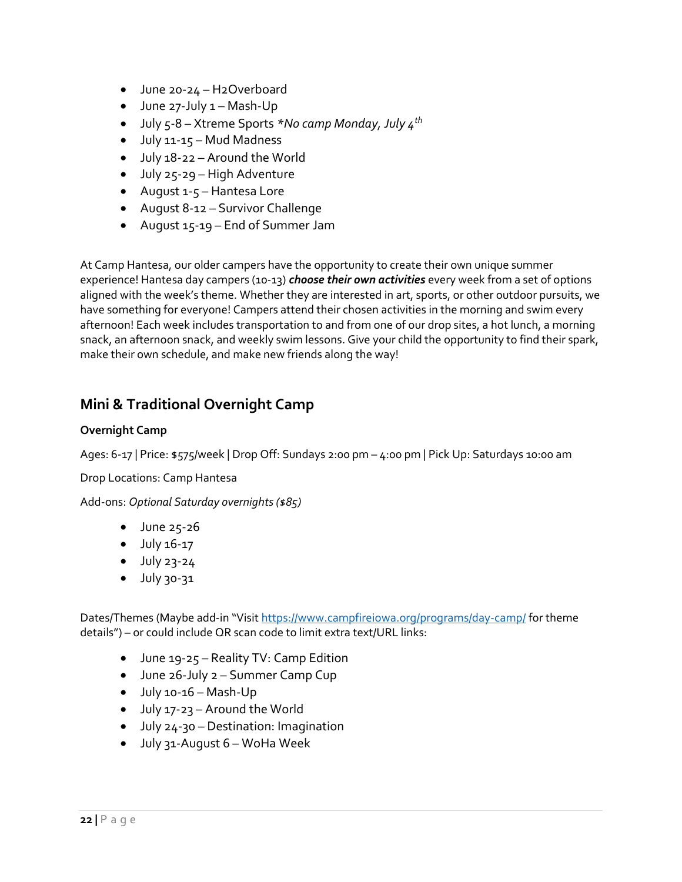- June 20-24 – H2Overboard
- June 27-July 1 – Mash-Up
- July 5-8 – Xtreme Sports **No camp Monday, July 4th*
- July 11-15 – Mud Madness
- July 18-22 – Around the World
- July 25-29 – High Adventure
- August 1-5 – Hantesa Lore
- August 8-12 – Survivor Challenge
- August 15-19 – End of Summer Jam

At Camp Hantesa, our older campers have the opportunity to create their own unique summer experience! Hantesa day campers (10-13) ***choose their own activities*** every week from a set of options aligned with the week's theme. Whether they are interested in art, sports, or other outdoor pursuits, we have something for everyone! Campers attend their chosen activities in the morning and swim every afternoon! Each week includes transportation to and from one of our drop sites, a hot lunch, a morning snack, an afternoon snack, and weekly swim lessons. Give your child the opportunity to find their spark, make their own schedule, and make new friends along the way!

## Mini & Traditional Overnight Camp

**Overnight Camp**

Ages: 6-17 | Price: $575/week | Drop Off: Sundays 2:00 pm – 4:00 pm | Pick Up: Saturdays 10:00 am

Drop Locations: Camp Hantesa

Add-ons: *Optional Saturday overnights ($85)*

- June 25-26
- July 16-17
- July 23-24
- July 30-31

Dates/Themes (Maybe add-in "Visit https://www.campfireiowa.org/programs/day-camp/ for theme details") – or could include QR scan code to limit extra text/URL links:

- June 19-25 – Reality TV: Camp Edition
- June 26-July 2 – Summer Camp Cup
- July 10-16 – Mash-Up
- July 17-23 – Around the World
- July 24-30 – Destination: Imagination
- July 31-August 6 – WoHa Week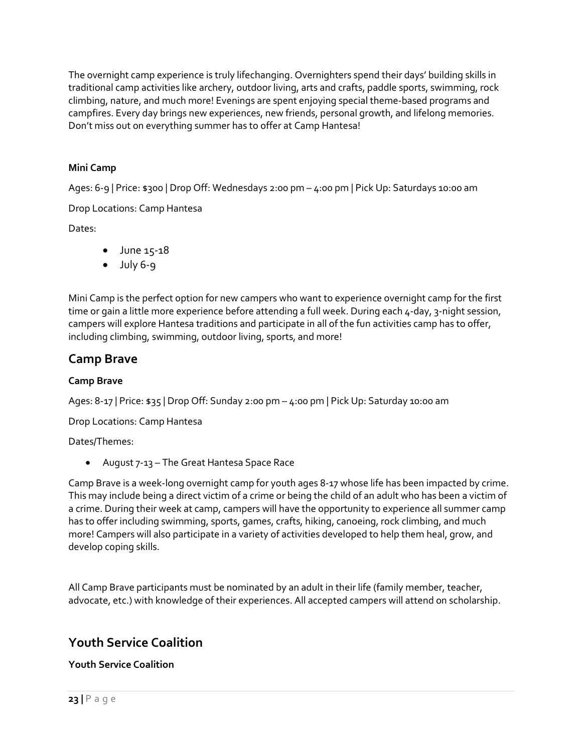The overnight camp experience is truly lifechanging. Overnighters spend their days' building skills in traditional camp activities like archery, outdoor living, arts and crafts, paddle sports, swimming, rock climbing, nature, and much more! Evenings are spent enjoying special theme-based programs and campfires. Every day brings new experiences, new friends, personal growth, and lifelong memories. Don't miss out on everything summer has to offer at Camp Hantesa!

**Mini Camp**

Ages: 6-9 | Price: $300 | Drop Off: Wednesdays 2:00 pm – 4:00 pm | Pick Up: Saturdays 10:00 am

Drop Locations: Camp Hantesa

Dates:

- June 15-18
- July 6-9

Mini Camp is the perfect option for new campers who want to experience overnight camp for the first time or gain a little more experience before attending a full week. During each 4-day, 3-night session, campers will explore Hantesa traditions and participate in all of the fun activities camp has to offer, including climbing, swimming, outdoor living, sports, and more!

## Camp Brave

**Camp Brave**

Ages: 8-17 | Price: $35 | Drop Off: Sunday 2:00 pm – 4:00 pm | Pick Up: Saturday 10:00 am

Drop Locations: Camp Hantesa

Dates/Themes:

- August 7-13 – The Great Hantesa Space Race

Camp Brave is a week-long overnight camp for youth ages 8-17 whose life has been impacted by crime. This may include being a direct victim of a crime or being the child of an adult who has been a victim of a crime. During their week at camp, campers will have the opportunity to experience all summer camp has to offer including swimming, sports, games, crafts, hiking, canoeing, rock climbing, and much more! Campers will also participate in a variety of activities developed to help them heal, grow, and develop coping skills.

All Camp Brave participants must be nominated by an adult in their life (family member, teacher, advocate, etc.) with knowledge of their experiences. All accepted campers will attend on scholarship.

## Youth Service Coalition

**Youth Service Coalition**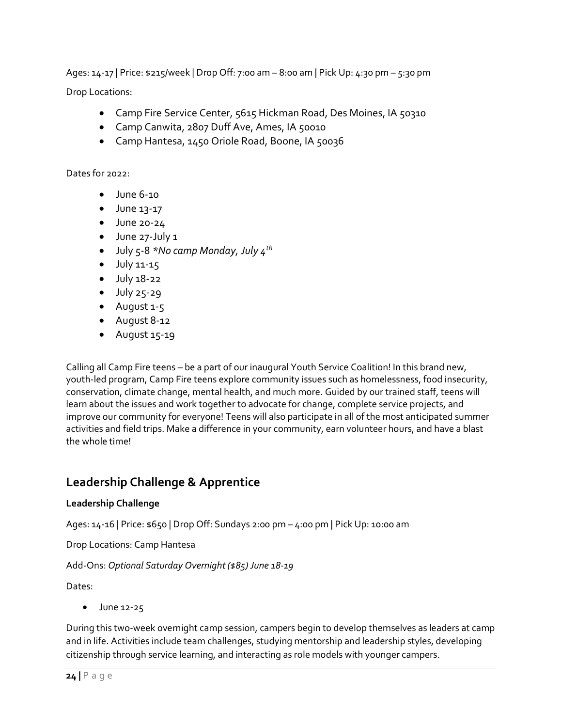Ages: 14-17 | Price: $215/week | Drop Off: 7:00 am – 8:00 am | Pick Up: 4:30 pm – 5:30 pm

Drop Locations:

- Camp Fire Service Center, 5615 Hickman Road, Des Moines, IA 50310
- Camp Canwita, 2807 Duff Ave, Ames, IA 50010
- Camp Hantesa, 1450 Oriole Road, Boone, IA 50036

Dates for 2022:

- June 6-10
- June 13-17
- June 20-24
- June 27-July 1
- July 5-8 **No camp Monday, July 4th*
- July 11-15
- July 18-22
- July 25-29
- August 1-5
- August 8-12
- August 15-19

Calling all Camp Fire teens – be a part of our inaugural Youth Service Coalition! In this brand new, youth-led program, Camp Fire teens explore community issues such as homelessness, food insecurity, conservation, climate change, mental health, and much more. Guided by our trained staff, teens will learn about the issues and work together to advocate for change, complete service projects, and improve our community for everyone! Teens will also participate in all of the most anticipated summer activities and field trips. Make a difference in your community, earn volunteer hours, and have a blast the whole time!

## Leadership Challenge & Apprentice

### Leadership Challenge

Ages: 14-16 | Price: $650 | Drop Off: Sundays 2:00 pm – 4:00 pm | Pick Up: 10:00 am

Drop Locations: Camp Hantesa

Add-Ons: *Optional Saturday Overnight ($85) June 18-19*

Dates:

- June 12-25

During this two-week overnight camp session, campers begin to develop themselves as leaders at camp and in life. Activities include team challenges, studying mentorship and leadership styles, developing citizenship through service learning, and interacting as role models with younger campers.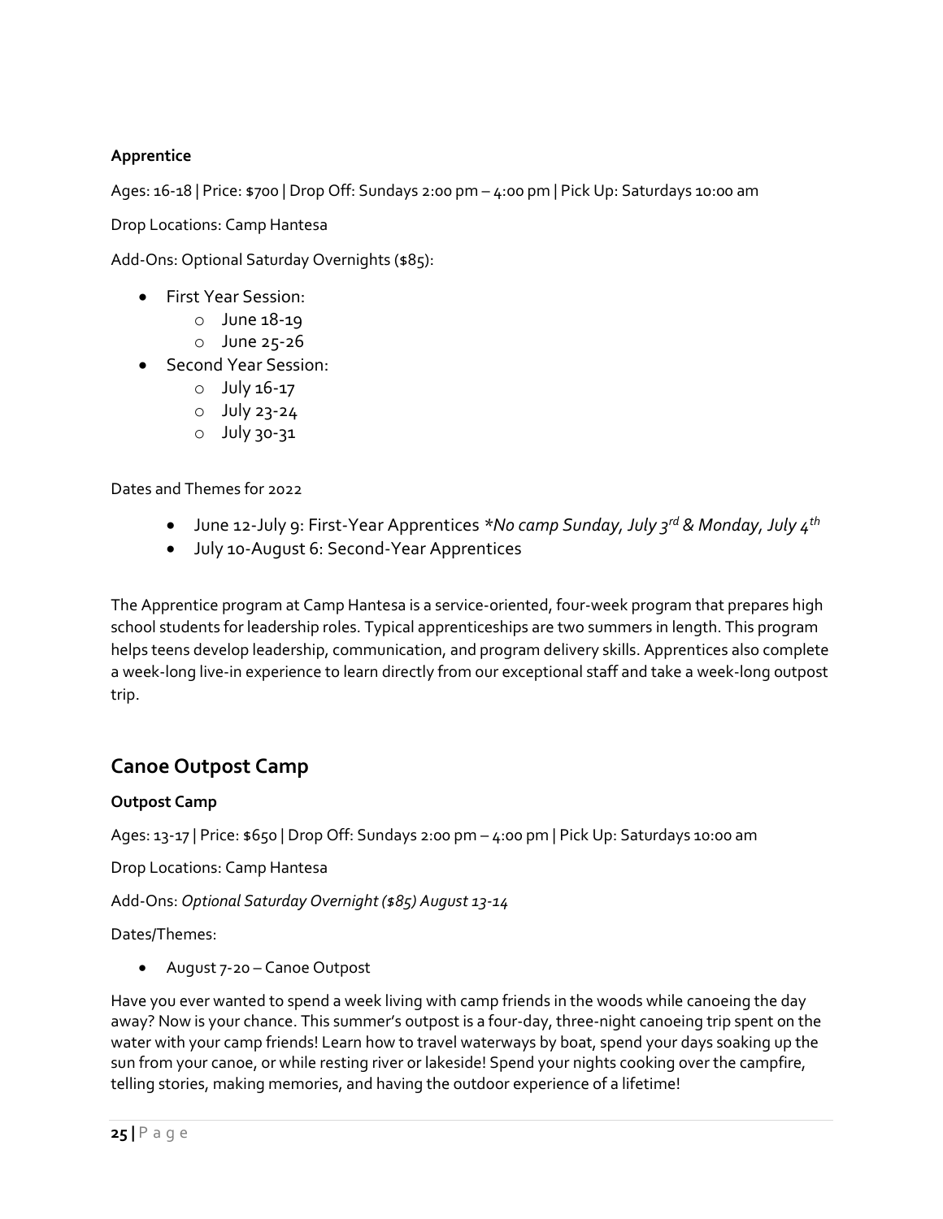**Apprentice**

Ages: 16-18 | Price: $700 | Drop Off: Sundays 2:00 pm – 4:00 pm | Pick Up: Saturdays 10:00 am

Drop Locations: Camp Hantesa

Add-Ons: Optional Saturday Overnights ($85):

- First Year Session:
  - June 18-19
  - June 25-26
- Second Year Session:
  - July 16-17
  - July 23-24
  - July 30-31

Dates and Themes for 2022

- June 12-July 9: First-Year Apprentices *\*No camp Sunday, July 3rd & Monday, July 4th*
- July 10-August 6: Second-Year Apprentices

The Apprentice program at Camp Hantesa is a service-oriented, four-week program that prepares high school students for leadership roles. Typical apprenticeships are two summers in length. This program helps teens develop leadership, communication, and program delivery skills. Apprentices also complete a week-long live-in experience to learn directly from our exceptional staff and take a week-long outpost trip.

## Canoe Outpost Camp

**Outpost Camp**

Ages: 13-17 | Price: $650 | Drop Off: Sundays 2:00 pm – 4:00 pm | Pick Up: Saturdays 10:00 am

Drop Locations: Camp Hantesa

Add-Ons: *Optional Saturday Overnight ($85) August 13-14*

Dates/Themes:

- August 7-20 – Canoe Outpost

Have you ever wanted to spend a week living with camp friends in the woods while canoeing the day away? Now is your chance. This summer's outpost is a four-day, three-night canoeing trip spent on the water with your camp friends! Learn how to travel waterways by boat, spend your days soaking up the sun from your canoe, or while resting river or lakeside! Spend your nights cooking over the campfire, telling stories, making memories, and having the outdoor experience of a lifetime!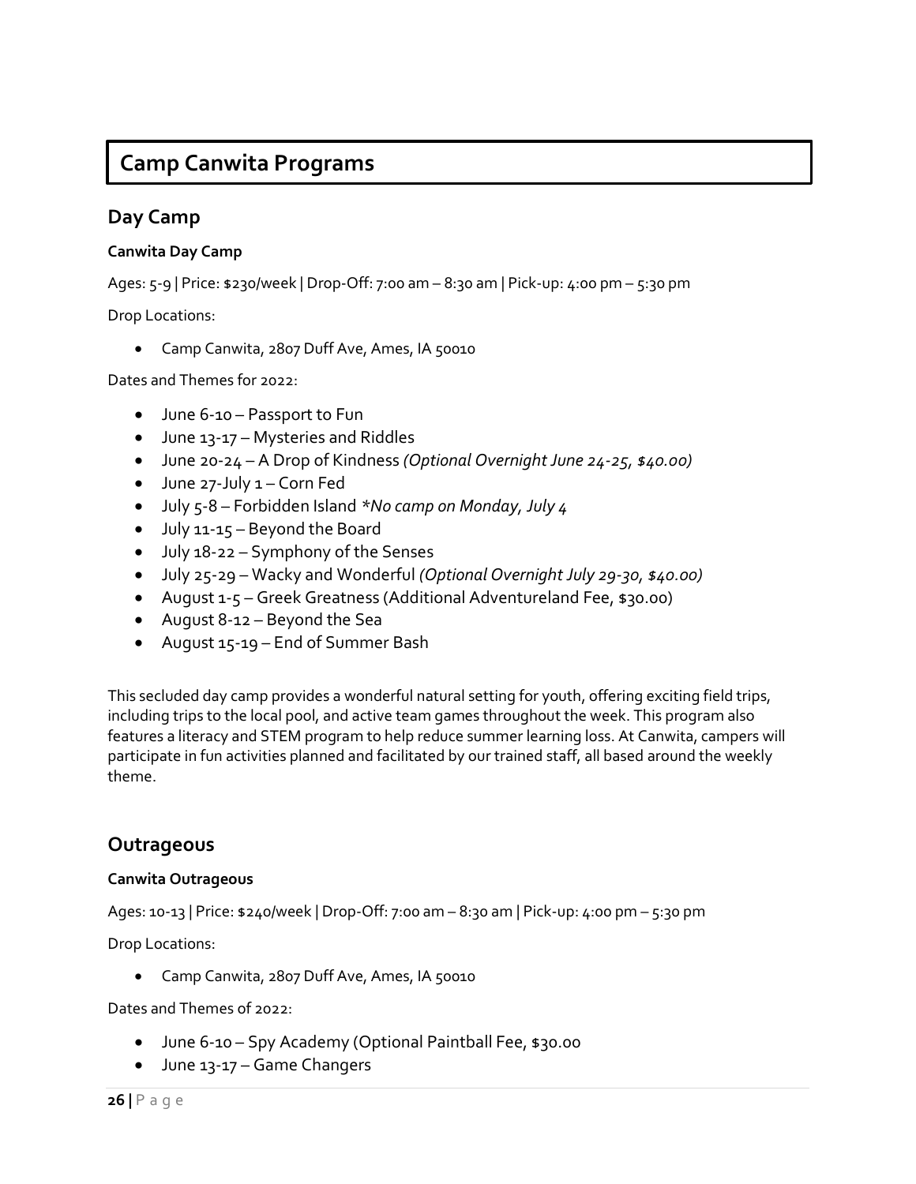# Camp Canwita Programs

## Day Camp

**Canwita Day Camp**

Ages: 5-9 | Price: $230/week | Drop-Off: 7:00 am – 8:30 am | Pick-up: 4:00 pm – 5:30 pm

Drop Locations:

- Camp Canwita, 2807 Duff Ave, Ames, IA 50010

Dates and Themes for 2022:

- June 6-10 – Passport to Fun
- June 13-17 – Mysteries and Riddles
- June 20-24 – A Drop of Kindness *(Optional Overnight June 24-25, $40.00)*
- June 27-July 1 – Corn Fed
- July 5-8 – Forbidden Island *\*No camp on Monday, July 4*
- July 11-15 – Beyond the Board
- July 18-22 – Symphony of the Senses
- July 25-29 – Wacky and Wonderful *(Optional Overnight July 29-30, $40.00)*
- August 1-5 – Greek Greatness (Additional Adventureland Fee, $30.00)
- August 8-12 – Beyond the Sea
- August 15-19 – End of Summer Bash

This secluded day camp provides a wonderful natural setting for youth, offering exciting field trips, including trips to the local pool, and active team games throughout the week. This program also features a literacy and STEM program to help reduce summer learning loss. At Canwita, campers will participate in fun activities planned and facilitated by our trained staff, all based around the weekly theme.

## Outrageous

**Canwita Outrageous**

Ages: 10-13 | Price: $240/week | Drop-Off: 7:00 am – 8:30 am | Pick-up: 4:00 pm – 5:30 pm

Drop Locations:

- Camp Canwita, 2807 Duff Ave, Ames, IA 50010

Dates and Themes of 2022:

- June 6-10 – Spy Academy (Optional Paintball Fee, $30.00
- June 13-17 – Game Changers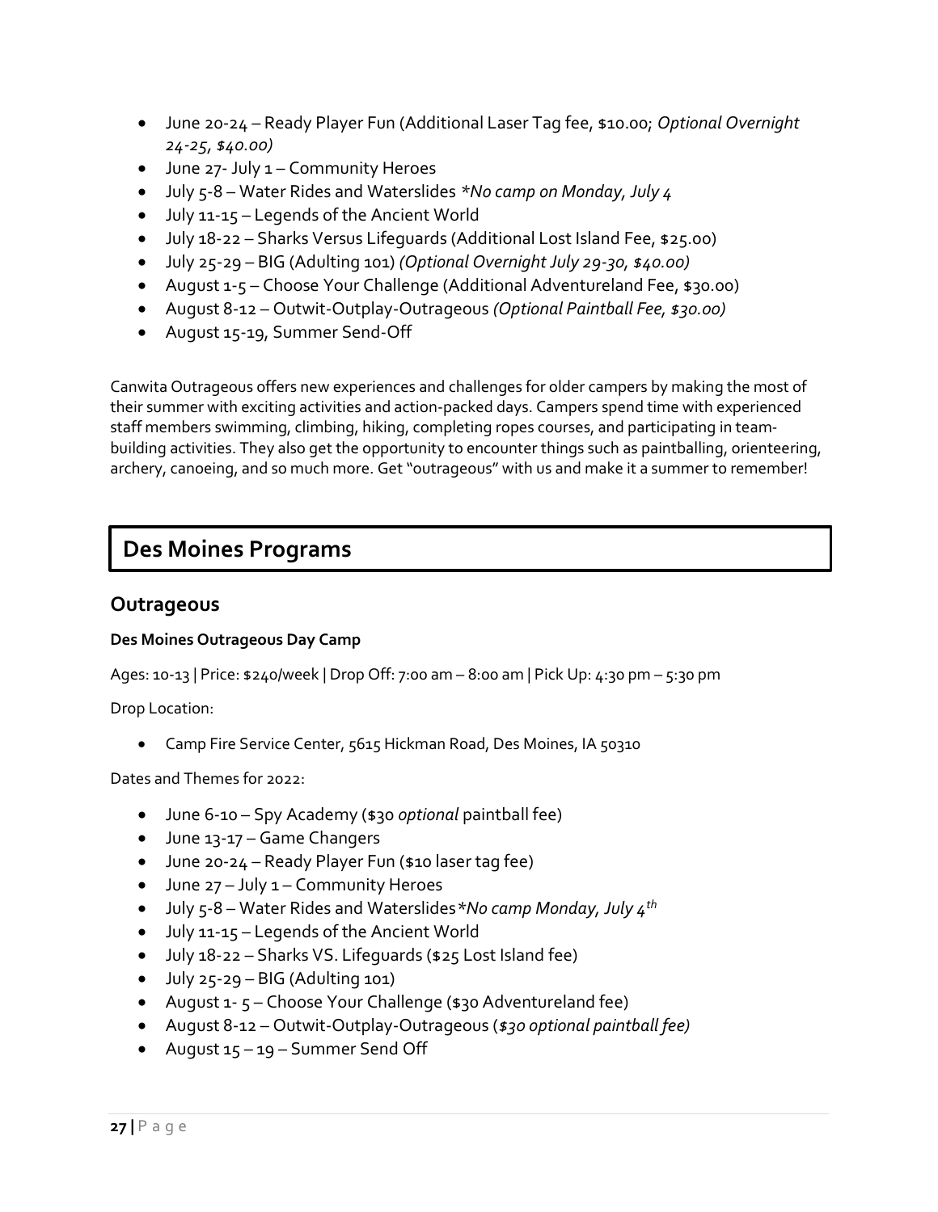- June 20-24 – Ready Player Fun (Additional Laser Tag fee, $10.00; *Optional Overnight 24-25, $40.00)*
- June 27- July 1 – Community Heroes
- July 5-8 – Water Rides and Waterslides *\*No camp on Monday, July 4*
- July 11-15 – Legends of the Ancient World
- July 18-22 – Sharks Versus Lifeguards (Additional Lost Island Fee, $25.00)
- July 25-29 – BIG (Adulting 101) *(Optional Overnight July 29-30, $40.00)*
- August 1-5 – Choose Your Challenge (Additional Adventureland Fee, $30.00)
- August 8-12 – Outwit-Outplay-Outrageous *(Optional Paintball Fee, $30.00)*
- August 15-19, Summer Send-Off

Canwita Outrageous offers new experiences and challenges for older campers by making the most of their summer with exciting activities and action-packed days. Campers spend time with experienced staff members swimming, climbing, hiking, completing ropes courses, and participating in team-building activities. They also get the opportunity to encounter things such as paintballing, orienteering, archery, canoeing, and so much more. Get "outrageous" with us and make it a summer to remember!

# Des Moines Programs

## Outrageous

**Des Moines Outrageous Day Camp**

Ages: 10-13 | Price: $240/week | Drop Off: 7:00 am – 8:00 am | Pick Up: 4:30 pm – 5:30 pm

Drop Location:

- Camp Fire Service Center, 5615 Hickman Road, Des Moines, IA 50310

Dates and Themes for 2022:

- June 6-10 – Spy Academy ($30 *optional* paintball fee)
- June 13-17 – Game Changers
- June 20-24 – Ready Player Fun ($10 laser tag fee)
- June 27 – July 1 – Community Heroes
- July 5-8 – Water Rides and Waterslides *\*No camp Monday, July 4th*
- July 11-15 – Legends of the Ancient World
- July 18-22 – Sharks VS. Lifeguards ($25 Lost Island fee)
- July 25-29 – BIG (Adulting 101)
- August 1- 5 – Choose Your Challenge ($30 Adventureland fee)
- August 8-12 – Outwit-Outplay-Outrageous (*$30 optional paintball fee)*
- August 15 – 19 – Summer Send Off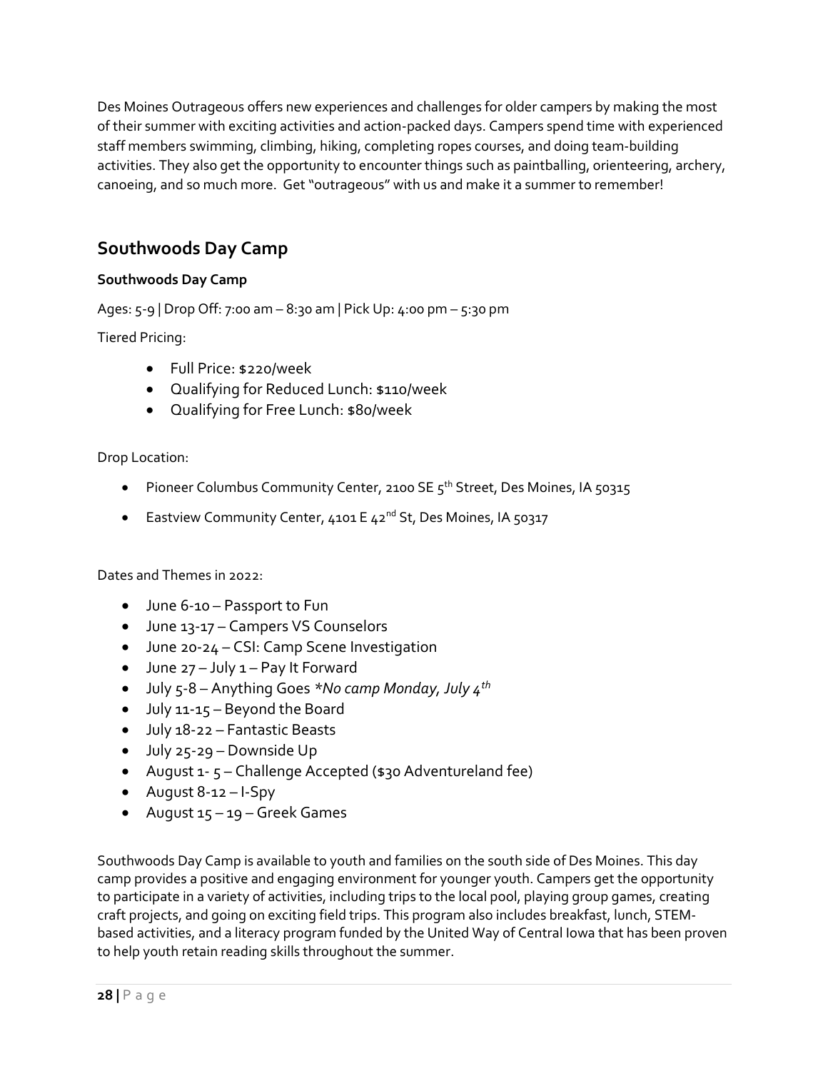Des Moines Outrageous offers new experiences and challenges for older campers by making the most of their summer with exciting activities and action-packed days. Campers spend time with experienced staff members swimming, climbing, hiking, completing ropes courses, and doing team-building activities. They also get the opportunity to encounter things such as paintballing, orienteering, archery, canoeing, and so much more. Get "outrageous" with us and make it a summer to remember!

## Southwoods Day Camp

**Southwoods Day Camp**

Ages: 5-9 | Drop Off: 7:00 am – 8:30 am | Pick Up: 4:00 pm – 5:30 pm

Tiered Pricing:

- Full Price: $220/week
- Qualifying for Reduced Lunch: $110/week
- Qualifying for Free Lunch: $80/week

Drop Location:

- Pioneer Columbus Community Center, 2100 SE 5th Street, Des Moines, IA 50315
- Eastview Community Center, 4101 E 42nd St, Des Moines, IA 50317

Dates and Themes in 2022:

- June 6-10 – Passport to Fun
- June 13-17 – Campers VS Counselors
- June 20-24 – CSI: Camp Scene Investigation
- June 27 – July 1 – Pay It Forward
- July 5-8 – Anything Goes *\*No camp Monday, July 4th*
- July 11-15 – Beyond the Board
- July 18-22 – Fantastic Beasts
- July 25-29 – Downside Up
- August 1- 5 – Challenge Accepted ($30 Adventureland fee)
- August 8-12 – I-Spy
- August 15 – 19 – Greek Games

Southwoods Day Camp is available to youth and families on the south side of Des Moines. This day camp provides a positive and engaging environment for younger youth. Campers get the opportunity to participate in a variety of activities, including trips to the local pool, playing group games, creating craft projects, and going on exciting field trips. This program also includes breakfast, lunch, STEM-based activities, and a literacy program funded by the United Way of Central Iowa that has been proven to help youth retain reading skills throughout the summer.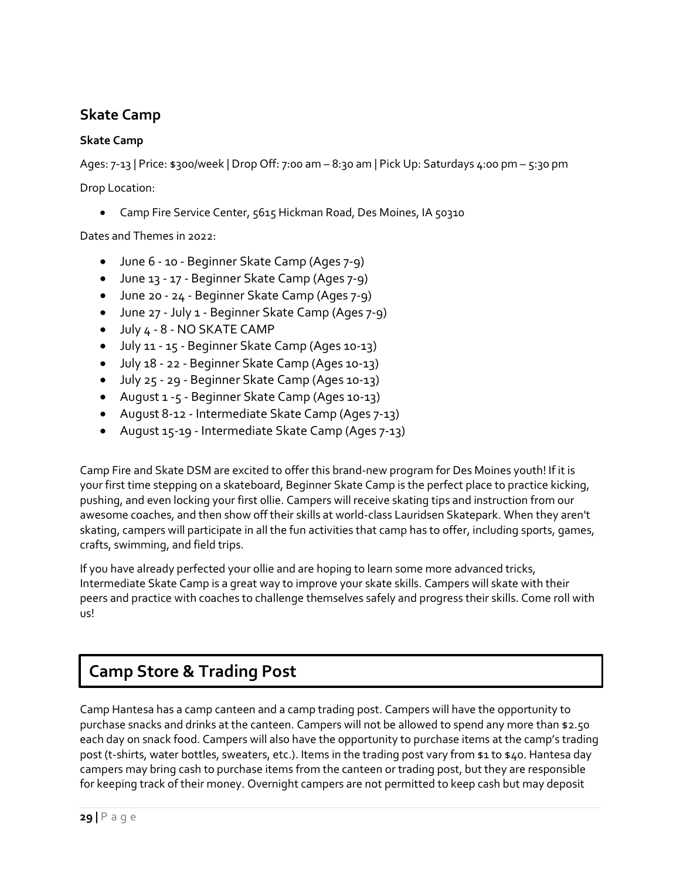## Skate Camp

**Skate Camp**

Ages: 7-13 | Price: $300/week | Drop Off: 7:00 am – 8:30 am | Pick Up: Saturdays 4:00 pm – 5:30 pm

Drop Location:

- Camp Fire Service Center, 5615 Hickman Road, Des Moines, IA 50310

Dates and Themes in 2022:

- June 6 - 10 - Beginner Skate Camp (Ages 7-9)
- June 13 - 17 - Beginner Skate Camp (Ages 7-9)
- June 20 - 24 - Beginner Skate Camp (Ages 7-9)
- June 27 - July 1 - Beginner Skate Camp (Ages 7-9)
- July 4 - 8 - NO SKATE CAMP
- July 11 - 15 - Beginner Skate Camp (Ages 10-13)
- July 18 - 22 - Beginner Skate Camp (Ages 10-13)
- July 25 - 29 - Beginner Skate Camp (Ages 10-13)
- August 1 -5 - Beginner Skate Camp (Ages 10-13)
- August 8-12 - Intermediate Skate Camp (Ages 7-13)
- August 15-19 - Intermediate Skate Camp (Ages 7-13)

Camp Fire and Skate DSM are excited to offer this brand-new program for Des Moines youth! If it is your first time stepping on a skateboard, Beginner Skate Camp is the perfect place to practice kicking, pushing, and even locking your first ollie. Campers will receive skating tips and instruction from our awesome coaches, and then show off their skills at world-class Lauridsen Skatepark. When they aren't skating, campers will participate in all the fun activities that camp has to offer, including sports, games, crafts, swimming, and field trips.

If you have already perfected your ollie and are hoping to learn some more advanced tricks, Intermediate Skate Camp is a great way to improve your skate skills. Campers will skate with their peers and practice with coaches to challenge themselves safely and progress their skills. Come roll with us!

## Camp Store & Trading Post

Camp Hantesa has a camp canteen and a camp trading post. Campers will have the opportunity to purchase snacks and drinks at the canteen. Campers will not be allowed to spend any more than $2.50 each day on snack food. Campers will also have the opportunity to purchase items at the camp's trading post (t-shirts, water bottles, sweaters, etc.). Items in the trading post vary from $1 to $40. Hantesa day campers may bring cash to purchase items from the canteen or trading post, but they are responsible for keeping track of their money. Overnight campers are not permitted to keep cash but may deposit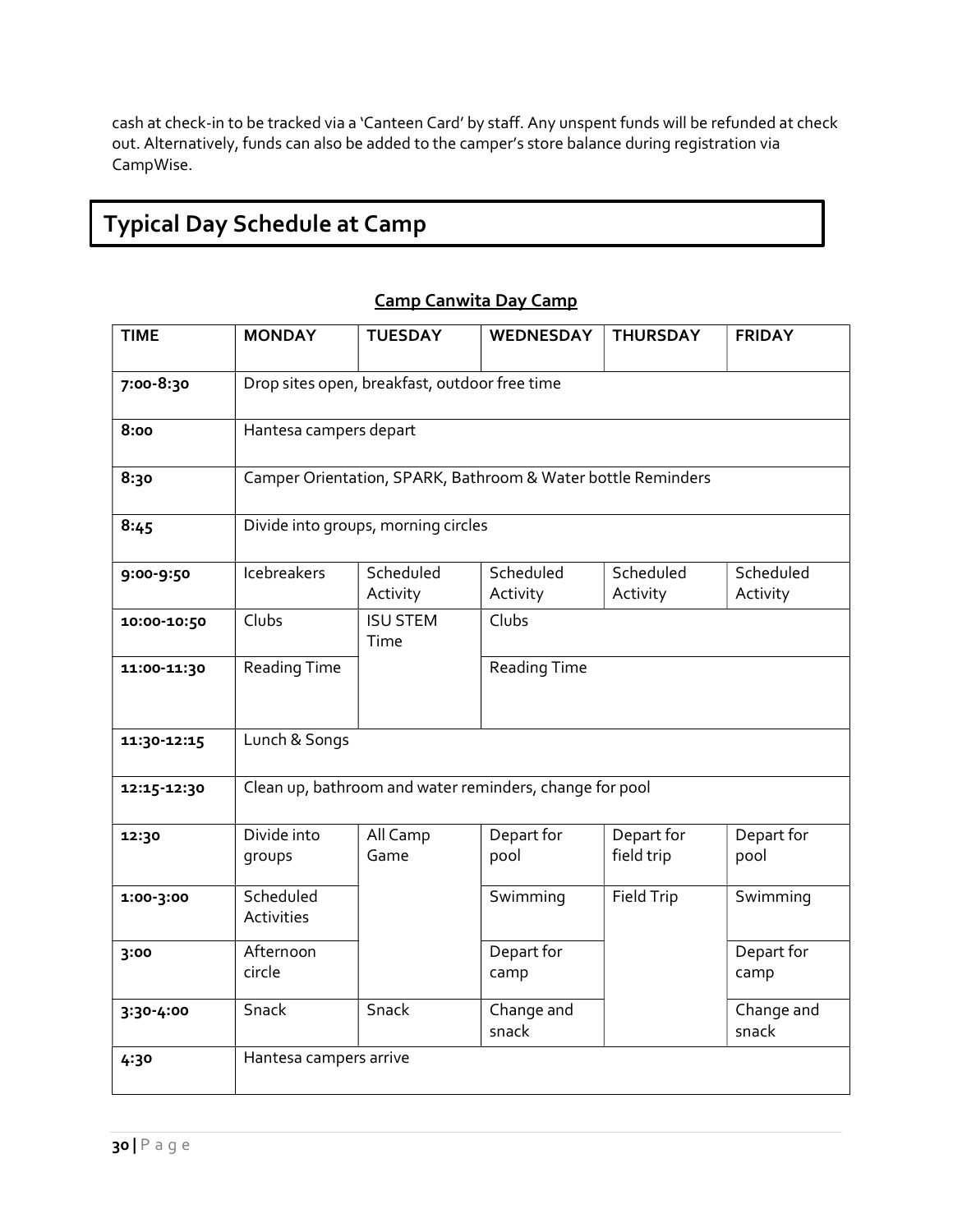cash at check-in to be tracked via a 'Canteen Card' by staff. Any unspent funds will be refunded at check out. Alternatively, funds can also be added to the camper's store balance during registration via CampWise.

## Typical Day Schedule at Camp

**Camp Canwita Day Camp**

| TIME | MONDAY | TUESDAY | WEDNESDAY | THURSDAY | FRIDAY |
|---|---|---|---|---|---|
| 7:00-8:30 | Drop sites open, breakfast, outdoor free time | | | | |
| 8:00 | Hantesa campers depart | | | | |
| 8:30 | Camper Orientation, SPARK, Bathroom & Water bottle Reminders | | | | |
| 8:45 | Divide into groups, morning circles | | | | |
| 9:00-9:50 | Icebreakers | Scheduled Activity | Scheduled Activity | Scheduled Activity | Scheduled Activity |
| 10:00-10:50 | Clubs | ISU STEM Time | Clubs | | |
| 11:00-11:30 | Reading Time | | Reading Time | | |
| 11:30-12:15 | Lunch & Songs | | | | |
| 12:15-12:30 | Clean up, bathroom and water reminders, change for pool | | | | |
| 12:30 | Divide into groups | All Camp Game | Depart for pool | Depart for field trip | Depart for pool |
| 1:00-3:00 | Scheduled Activities | | Swimming | Field Trip | Swimming |
| 3:00 | Afternoon circle | | Depart for camp | | Depart for camp |
| 3:30-4:00 | Snack | Snack | Change and snack | | Change and snack |
| 4:30 | Hantesa campers arrive | | | | |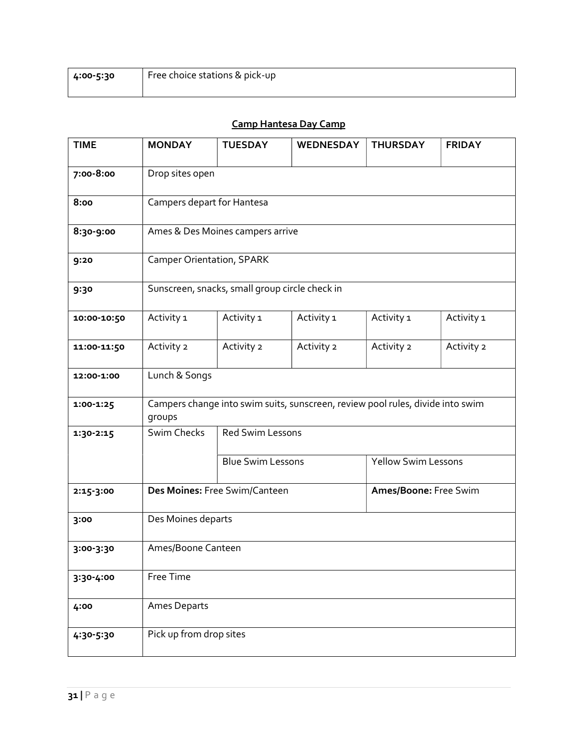| | |
|---|---|
| 4:00-5:30 | Free choice stations & pick-up |

**Camp Hantesa Day Camp**

| TIME | MONDAY | TUESDAY | WEDNESDAY | THURSDAY | FRIDAY |
|---|---|---|---|---|---|
| 7:00-8:00 | Drop sites open | | | | |
| 8:00 | Campers depart for Hantesa | | | | |
| 8:30-9:00 | Ames & Des Moines campers arrive | | | | |
| 9:20 | Camper Orientation, SPARK | | | | |
| 9:30 | Sunscreen, snacks, small group circle check in | | | | |
| 10:00-10:50 | Activity 1 | Activity 1 | Activity 1 | Activity 1 | Activity 1 |
| 11:00-11:50 | Activity 2 | Activity 2 | Activity 2 | Activity 2 | Activity 2 |
| 12:00-1:00 | Lunch & Songs | | | | |
| 1:00-1:25 | Campers change into swim suits, sunscreen, review pool rules, divide into swim groups | | | | |
| 1:30-2:15 | Swim Checks | Red Swim Lessons | | | |
| | | Blue Swim Lessons | | Yellow Swim Lessons | |
| 2:15-3:00 | **Des Moines:** Free Swim/Canteen | | | **Ames/Boone:** Free Swim | |
| 3:00 | Des Moines departs | | | | |
| 3:00-3:30 | Ames/Boone Canteen | | | | |
| 3:30-4:00 | Free Time | | | | |
| 4:00 | Ames Departs | | | | |
| 4:30-5:30 | Pick up from drop sites | | | | |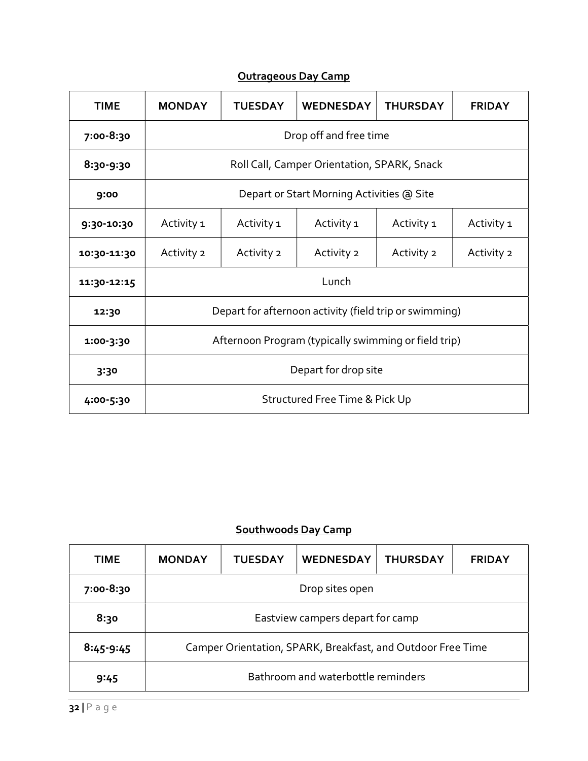**Outrageous Day Camp**

| TIME | MONDAY | TUESDAY | WEDNESDAY | THURSDAY | FRIDAY |
|---|---|---|---|---|---|
| 7:00-8:30 | Drop off and free time | | | | |
| 8:30-9:30 | Roll Call, Camper Orientation, SPARK, Snack | | | | |
| 9:00 | Depart or Start Morning Activities @ Site | | | | |
| 9:30-10:30 | Activity 1 | Activity 1 | Activity 1 | Activity 1 | Activity 1 |
| 10:30-11:30 | Activity 2 | Activity 2 | Activity 2 | Activity 2 | Activity 2 |
| 11:30-12:15 | Lunch | | | | |
| 12:30 | Depart for afternoon activity (field trip or swimming) | | | | |
| 1:00-3:30 | Afternoon Program (typically swimming or field trip) | | | | |
| 3:30 | Depart for drop site | | | | |
| 4:00-5:30 | Structured Free Time & Pick Up | | | | |

**Southwoods Day Camp**

| TIME | MONDAY | TUESDAY | WEDNESDAY | THURSDAY | FRIDAY |
|---|---|---|---|---|---|
| 7:00-8:30 | Drop sites open | | | | |
| 8:30 | Eastview campers depart for camp | | | | |
| 8:45-9:45 | Camper Orientation, SPARK, Breakfast, and Outdoor Free Time | | | | |
| 9:45 | Bathroom and waterbottle reminders | | | | |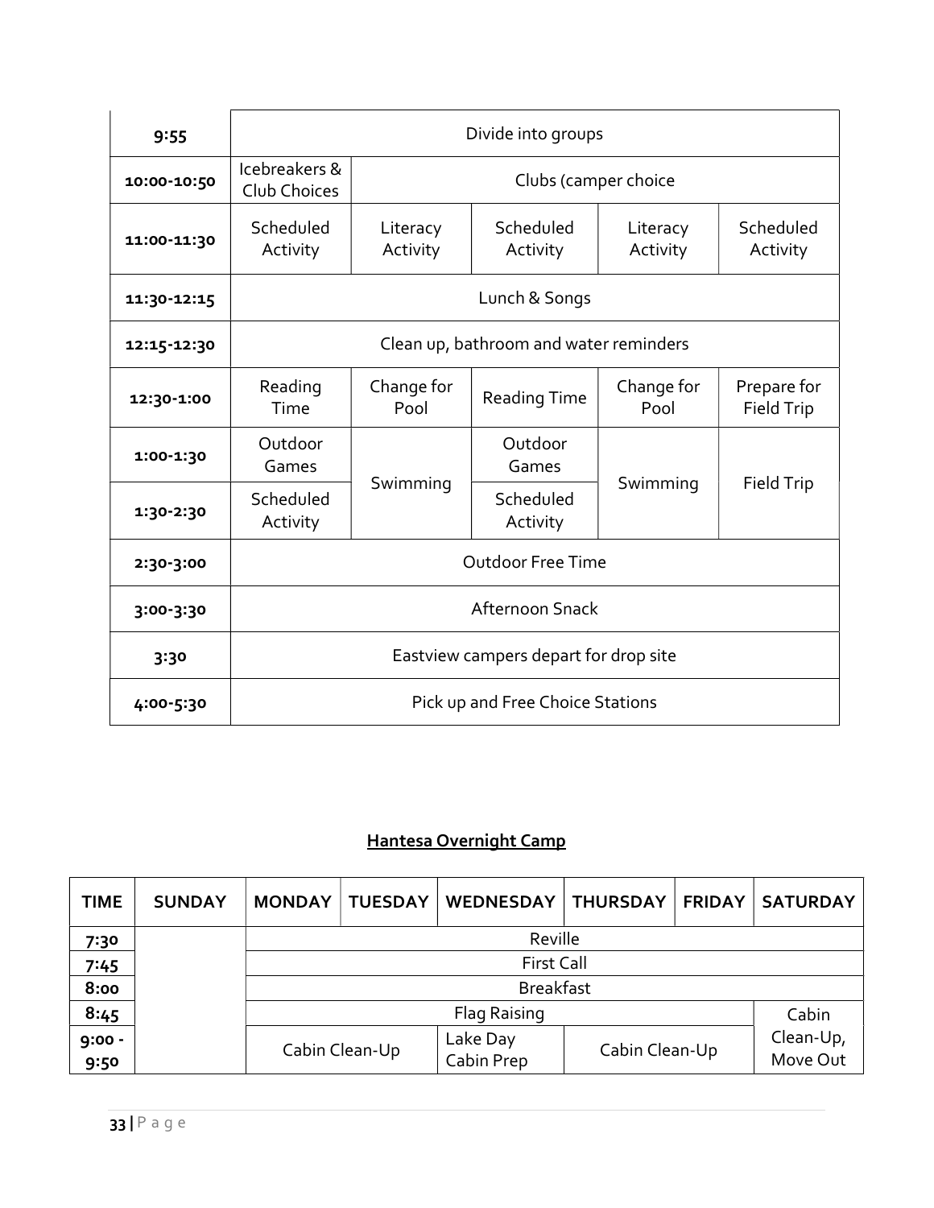| 9:55 | Divide into groups | | | | |
| --- | --- | --- | --- | --- | --- |
| 10:00-10:50 | Icebreakers & Club Choices | Clubs (camper choice | | | |
| 11:00-11:30 | Scheduled Activity | Literacy Activity | Scheduled Activity | Literacy Activity | Scheduled Activity |
| 11:30-12:15 | Lunch & Songs | | | | |
| 12:15-12:30 | Clean up, bathroom and water reminders | | | | |
| 12:30-1:00 | Reading Time | Change for Pool | Reading Time | Change for Pool | Prepare for Field Trip |
| 1:00-1:30 | Outdoor Games | Swimming | Outdoor Games | Swimming | Field Trip |
| 1:30-2:30 | Scheduled Activity | | Scheduled Activity | | |
| 2:30-3:00 | Outdoor Free Time | | | | |
| 3:00-3:30 | Afternoon Snack | | | | |
| 3:30 | Eastview campers depart for drop site | | | | |
| 4:00-5:30 | Pick up and Free Choice Stations | | | | |

## Hantesa Overnight Camp

| TIME | SUNDAY | MONDAY | TUESDAY | WEDNESDAY | THURSDAY | FRIDAY | SATURDAY |
| --- | --- | --- | --- | --- | --- | --- | --- |
| 7:30 | | Reville | | | | | |
| 7:45 | | First Call | | | | | |
| 8:00 | | Breakfast | | | | | |
| 8:45 | | Flag Raising | | | | | Cabin Clean-Up, Move Out |
| 9:00 - 9:50 | | Cabin Clean-Up | | Lake Day Cabin Prep | Cabin Clean-Up | | |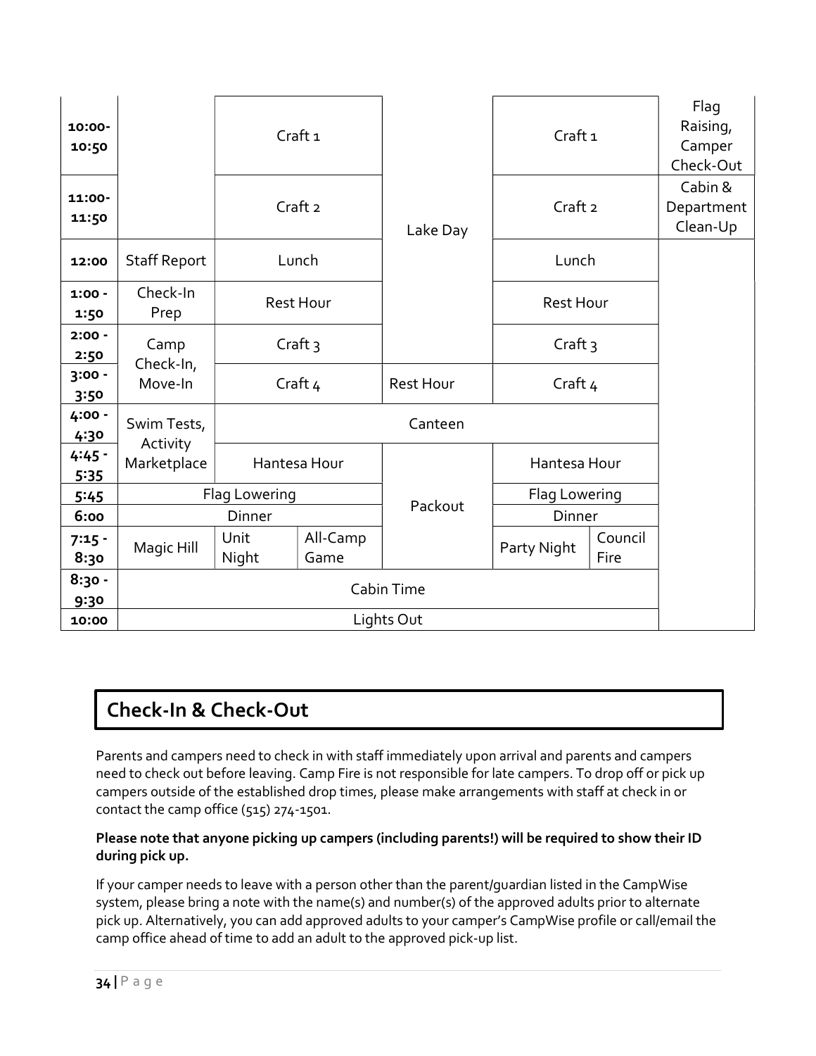| | | | | | | | |
|---|---|---|---|---|---|---|---|
| **10:00-10:50** | | Craft 1 | | Lake Day | Craft 1 | | Flag Raising, Camper Check-Out |
| **11:00-11:50** | | Craft 2 | | | Craft 2 | | Cabin & Department Clean-Up |
| **12:00** | Staff Report | Lunch | | | Lunch | | |
| **1:00 - 1:50** | Check-In Prep | Rest Hour | | | Rest Hour | | |
| **2:00 - 2:50** | Camp Check-In, Move-In | Craft 3 | | | Craft 3 | | |
| **3:00 - 3:50** | | Craft 4 | | Rest Hour | Craft 4 | | |
| **4:00 - 4:30** | Swim Tests, Activity Marketplace | Canteen | | | | | |
| **4:45 - 5:35** | | Hantesa Hour | | Packout | Hantesa Hour | | |
| **5:45** | Flag Lowering | | | | Flag Lowering | | |
| **6:00** | Dinner | | | | Dinner | | |
| **7:15 - 8:30** | Magic Hill | Unit Night | All-Camp Game | | Party Night | Council Fire | |
| **8:30 - 9:30** | Cabin Time | | | | | | |
| **10:00** | Lights Out | | | | | | |

## Check-In & Check-Out

Parents and campers need to check in with staff immediately upon arrival and parents and campers need to check out before leaving. Camp Fire is not responsible for late campers. To drop off or pick up campers outside of the established drop times, please make arrangements with staff at check in or contact the camp office (515) 274-1501.

**Please note that anyone picking up campers (including parents!) will be required to show their ID during pick up.**

If your camper needs to leave with a person other than the parent/guardian listed in the CampWise system, please bring a note with the name(s) and number(s) of the approved adults prior to alternate pick up. Alternatively, you can add approved adults to your camper's CampWise profile or call/email the camp office ahead of time to add an adult to the approved pick-up list.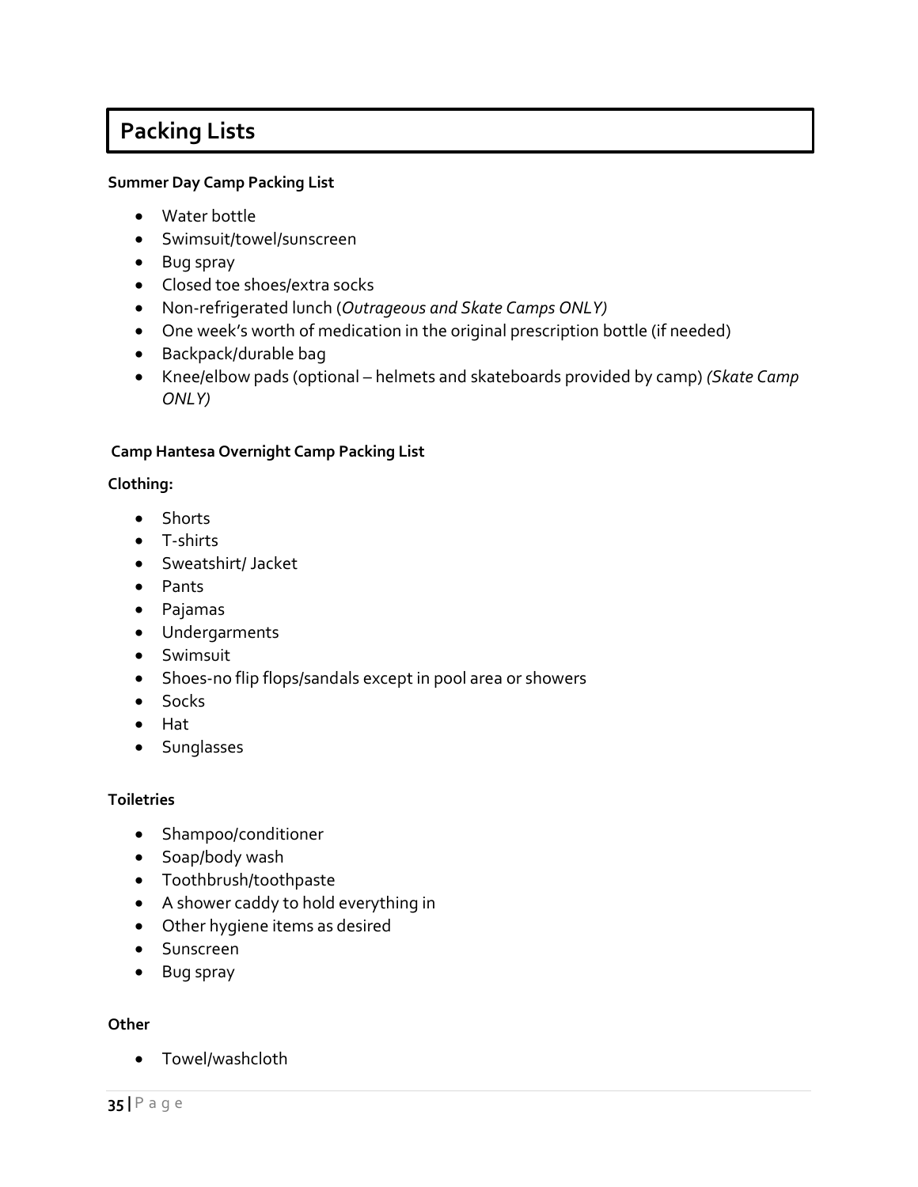# Packing Lists

**Summer Day Camp Packing List**

- Water bottle
- Swimsuit/towel/sunscreen
- Bug spray
- Closed toe shoes/extra socks
- Non-refrigerated lunch (*Outrageous and Skate Camps ONLY)*
- One week's worth of medication in the original prescription bottle (if needed)
- Backpack/durable bag
- Knee/elbow pads (optional – helmets and skateboards provided by camp) *(Skate Camp ONLY)*

**Camp Hantesa Overnight Camp Packing List**

**Clothing:**

- Shorts
- T-shirts
- Sweatshirt/ Jacket
- Pants
- Pajamas
- Undergarments
- Swimsuit
- Shoes-no flip flops/sandals except in pool area or showers
- Socks
- Hat
- Sunglasses

**Toiletries**

- Shampoo/conditioner
- Soap/body wash
- Toothbrush/toothpaste
- A shower caddy to hold everything in
- Other hygiene items as desired
- Sunscreen
- Bug spray

**Other**

- Towel/washcloth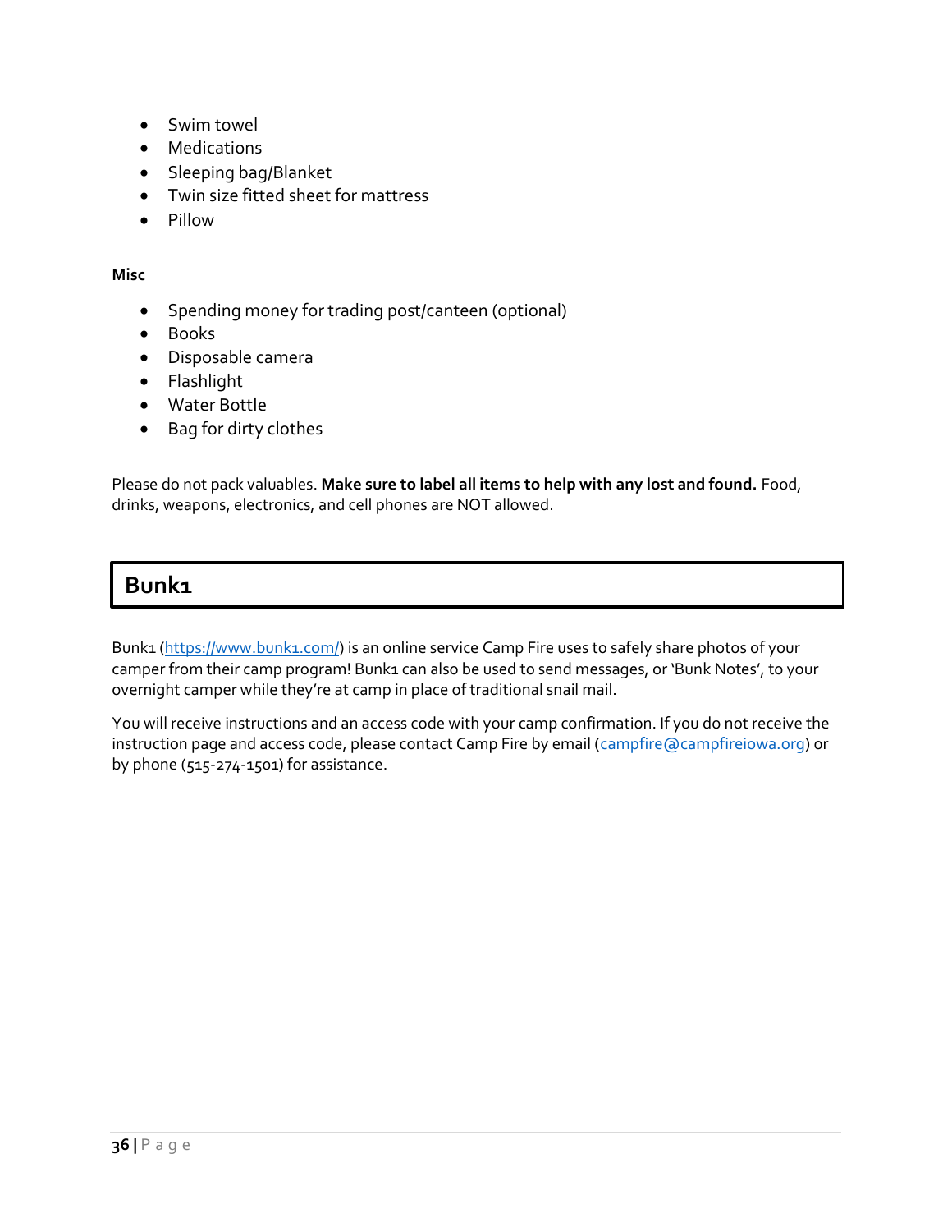- Swim towel
- Medications
- Sleeping bag/Blanket
- Twin size fitted sheet for mattress
- Pillow

**Misc**

- Spending money for trading post/canteen (optional)
- Books
- Disposable camera
- Flashlight
- Water Bottle
- Bag for dirty clothes

Please do not pack valuables. **Make sure to label all items to help with any lost and found.** Food, drinks, weapons, electronics, and cell phones are NOT allowed.

## Bunk1

Bunk1 (https://www.bunk1.com/) is an online service Camp Fire uses to safely share photos of your camper from their camp program! Bunk1 can also be used to send messages, or 'Bunk Notes', to your overnight camper while they're at camp in place of traditional snail mail.

You will receive instructions and an access code with your camp confirmation. If you do not receive the instruction page and access code, please contact Camp Fire by email (campfire@campfireiowa.org) or by phone (515-274-1501) for assistance.